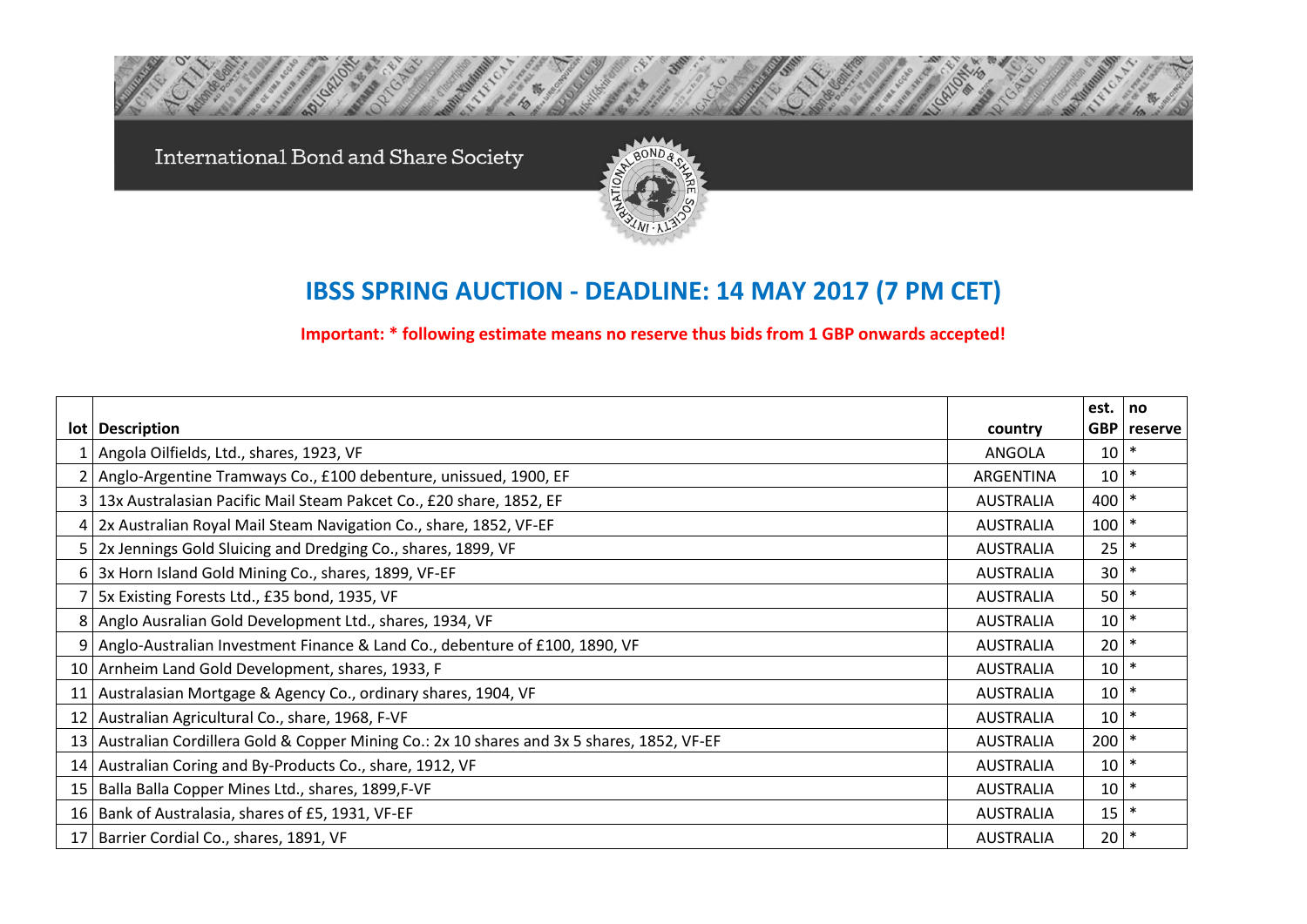International Bond and Share Society

# IBSS SPRING AUCTION - DEADLINE: 14 MAY 2017 (7 PM CET)

**Important: * following estimate means no reserve thus bids from 1 GBP onwards accepted!**

| lot | Description | country | est. GBP | no reserve |
|---|---|---|---|---|
| 1 | Angola Oilfields, Ltd., shares, 1923, VF | ANGOLA | 10 | * |
| 2 | Anglo-Argentine Tramways Co., £100 debenture, unissued, 1900, EF | ARGENTINA | 10 | * |
| 3 | 13x Australasian Pacific Mail Steam Pakcet Co., £20 share, 1852, EF | AUSTRALIA | 400 | * |
| 4 | 2x Australian Royal Mail Steam Navigation Co., share, 1852, VF-EF | AUSTRALIA | 100 | * |
| 5 | 2x Jennings Gold Sluicing and Dredging Co., shares, 1899, VF | AUSTRALIA | 25 | * |
| 6 | 3x Horn Island Gold Mining Co., shares, 1899, VF-EF | AUSTRALIA | 30 | * |
| 7 | 5x Existing Forests Ltd., £35 bond, 1935, VF | AUSTRALIA | 50 | * |
| 8 | Anglo Ausralian Gold Development Ltd., shares, 1934, VF | AUSTRALIA | 10 | * |
| 9 | Anglo-Australian Investment Finance & Land Co., debenture of £100, 1890, VF | AUSTRALIA | 20 | * |
| 10 | Arnheim Land Gold Development, shares, 1933, F | AUSTRALIA | 10 | * |
| 11 | Australasian Mortgage & Agency Co., ordinary shares, 1904, VF | AUSTRALIA | 10 | * |
| 12 | Australian Agricultural Co., share, 1968, F-VF | AUSTRALIA | 10 | * |
| 13 | Australian Cordillera Gold & Copper Mining Co.: 2x 10 shares and 3x 5 shares, 1852, VF-EF | AUSTRALIA | 200 | * |
| 14 | Australian Coring and By-Products Co., share, 1912, VF | AUSTRALIA | 10 | * |
| 15 | Balla Balla Copper Mines Ltd., shares, 1899,F-VF | AUSTRALIA | 10 | * |
| 16 | Bank of Australasia, shares of £5, 1931, VF-EF | AUSTRALIA | 15 | * |
| 17 | Barrier Cordial Co., shares, 1891, VF | AUSTRALIA | 20 | * |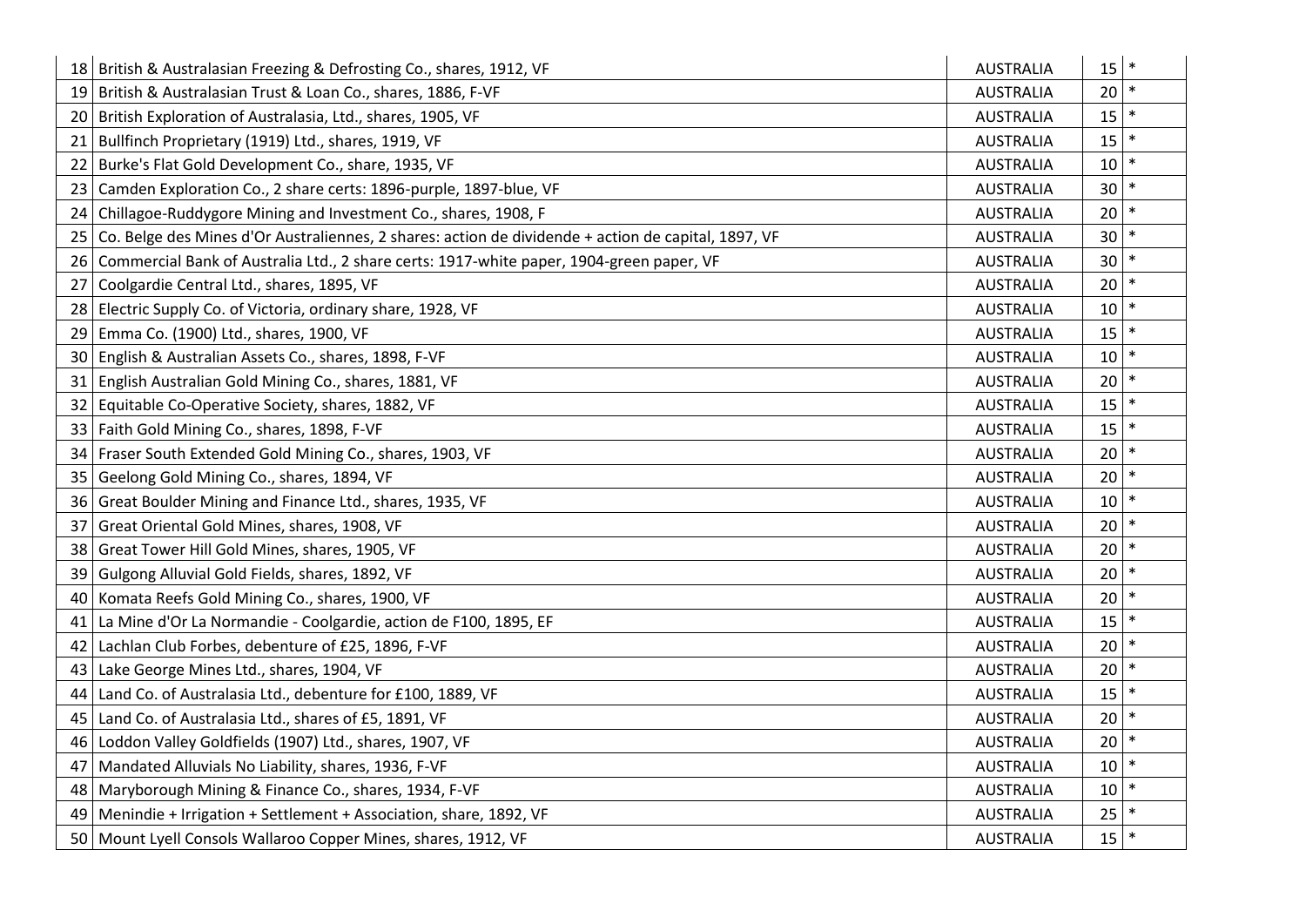| | | | | |
|---|---|---|---|---|
| 18 | British & Australasian Freezing & Defrosting Co., shares, 1912, VF | AUSTRALIA | 15 | * |
| 19 | British & Australasian Trust & Loan Co., shares, 1886, F-VF | AUSTRALIA | 20 | * |
| 20 | British Exploration of Australasia, Ltd., shares, 1905, VF | AUSTRALIA | 15 | * |
| 21 | Bullfinch Proprietary (1919) Ltd., shares, 1919, VF | AUSTRALIA | 15 | * |
| 22 | Burke's Flat Gold Development Co., share, 1935, VF | AUSTRALIA | 10 | * |
| 23 | Camden Exploration Co., 2 share certs: 1896-purple, 1897-blue, VF | AUSTRALIA | 30 | * |
| 24 | Chillagoe-Ruddygore Mining and Investment Co., shares, 1908, F | AUSTRALIA | 20 | * |
| 25 | Co. Belge des Mines d'Or Australiennes, 2 shares: action de dividende + action de capital, 1897, VF | AUSTRALIA | 30 | * |
| 26 | Commercial Bank of Australia Ltd., 2 share certs: 1917-white paper, 1904-green paper, VF | AUSTRALIA | 30 | * |
| 27 | Coolgardie Central Ltd., shares, 1895, VF | AUSTRALIA | 20 | * |
| 28 | Electric Supply Co. of Victoria, ordinary share, 1928, VF | AUSTRALIA | 10 | * |
| 29 | Emma Co. (1900) Ltd., shares, 1900, VF | AUSTRALIA | 15 | * |
| 30 | English & Australian Assets Co., shares, 1898, F-VF | AUSTRALIA | 10 | * |
| 31 | English Australian Gold Mining Co., shares, 1881, VF | AUSTRALIA | 20 | * |
| 32 | Equitable Co-Operative Society, shares, 1882, VF | AUSTRALIA | 15 | * |
| 33 | Faith Gold Mining Co., shares, 1898, F-VF | AUSTRALIA | 15 | * |
| 34 | Fraser South Extended Gold Mining Co., shares, 1903, VF | AUSTRALIA | 20 | * |
| 35 | Geelong Gold Mining Co., shares, 1894, VF | AUSTRALIA | 20 | * |
| 36 | Great Boulder Mining and Finance Ltd., shares, 1935, VF | AUSTRALIA | 10 | * |
| 37 | Great Oriental Gold Mines, shares, 1908, VF | AUSTRALIA | 20 | * |
| 38 | Great Tower Hill Gold Mines, shares, 1905, VF | AUSTRALIA | 20 | * |
| 39 | Gulgong Alluvial Gold Fields, shares, 1892, VF | AUSTRALIA | 20 | * |
| 40 | Komata Reefs Gold Mining Co., shares, 1900, VF | AUSTRALIA | 20 | * |
| 41 | La Mine d'Or La Normandie - Coolgardie, action de F100, 1895, EF | AUSTRALIA | 15 | * |
| 42 | Lachlan Club Forbes, debenture of £25, 1896, F-VF | AUSTRALIA | 20 | * |
| 43 | Lake George Mines Ltd., shares, 1904, VF | AUSTRALIA | 20 | * |
| 44 | Land Co. of Australasia Ltd., debenture for £100, 1889, VF | AUSTRALIA | 15 | * |
| 45 | Land Co. of Australasia Ltd., shares of £5, 1891, VF | AUSTRALIA | 20 | * |
| 46 | Loddon Valley Goldfields (1907) Ltd., shares, 1907, VF | AUSTRALIA | 20 | * |
| 47 | Mandated Alluvials No Liability, shares, 1936, F-VF | AUSTRALIA | 10 | * |
| 48 | Maryborough Mining & Finance Co., shares, 1934, F-VF | AUSTRALIA | 10 | * |
| 49 | Menindie + Irrigation + Settlement + Association, share, 1892, VF | AUSTRALIA | 25 | * |
| 50 | Mount Lyell Consols Wallaroo Copper Mines, shares, 1912, VF | AUSTRALIA | 15 | * |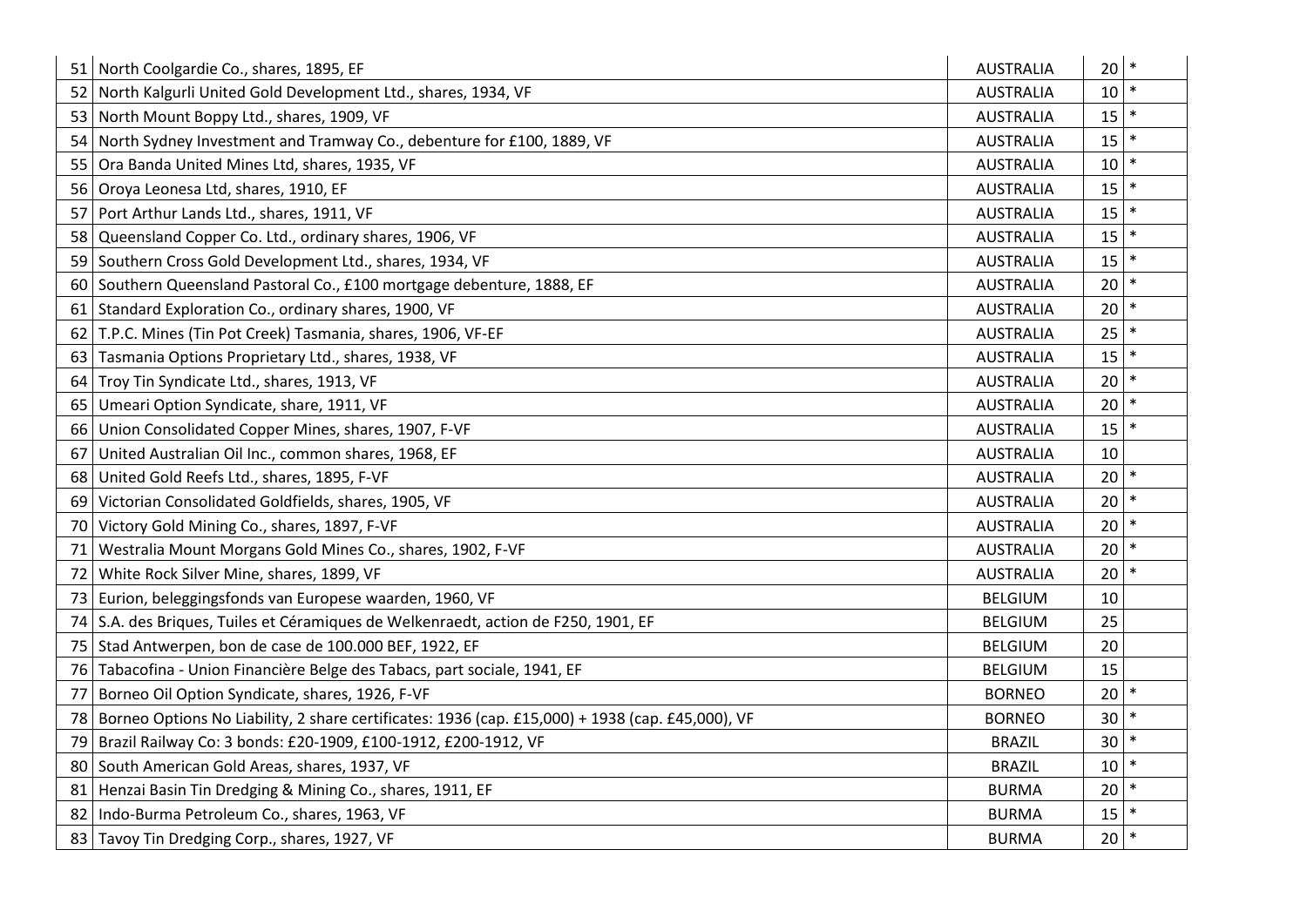| | | | | |
|---|---|---|---|---|
| 51 | North Coolgardie Co., shares, 1895, EF | AUSTRALIA | 20 | * |
| 52 | North Kalgurli United Gold Development Ltd., shares, 1934, VF | AUSTRALIA | 10 | * |
| 53 | North Mount Boppy Ltd., shares, 1909, VF | AUSTRALIA | 15 | * |
| 54 | North Sydney Investment and Tramway Co., debenture for £100, 1889, VF | AUSTRALIA | 15 | * |
| 55 | Ora Banda United Mines Ltd, shares, 1935, VF | AUSTRALIA | 10 | * |
| 56 | Oroya Leonesa Ltd, shares, 1910, EF | AUSTRALIA | 15 | * |
| 57 | Port Arthur Lands Ltd., shares, 1911, VF | AUSTRALIA | 15 | * |
| 58 | Queensland Copper Co. Ltd., ordinary shares, 1906, VF | AUSTRALIA | 15 | * |
| 59 | Southern Cross Gold Development Ltd., shares, 1934, VF | AUSTRALIA | 15 | * |
| 60 | Southern Queensland Pastoral Co., £100 mortgage debenture, 1888, EF | AUSTRALIA | 20 | * |
| 61 | Standard Exploration Co., ordinary shares, 1900, VF | AUSTRALIA | 20 | * |
| 62 | T.P.C. Mines (Tin Pot Creek) Tasmania, shares, 1906, VF-EF | AUSTRALIA | 25 | * |
| 63 | Tasmania Options Proprietary Ltd., shares, 1938, VF | AUSTRALIA | 15 | * |
| 64 | Troy Tin Syndicate Ltd., shares, 1913, VF | AUSTRALIA | 20 | * |
| 65 | Umeari Option Syndicate, share, 1911, VF | AUSTRALIA | 20 | * |
| 66 | Union Consolidated Copper Mines, shares, 1907, F-VF | AUSTRALIA | 15 | * |
| 67 | United Australian Oil Inc., common shares, 1968, EF | AUSTRALIA | 10 | |
| 68 | United Gold Reefs Ltd., shares, 1895, F-VF | AUSTRALIA | 20 | * |
| 69 | Victorian Consolidated Goldfields, shares, 1905, VF | AUSTRALIA | 20 | * |
| 70 | Victory Gold Mining Co., shares, 1897, F-VF | AUSTRALIA | 20 | * |
| 71 | Westralia Mount Morgans Gold Mines Co., shares, 1902, F-VF | AUSTRALIA | 20 | * |
| 72 | White Rock Silver Mine, shares, 1899, VF | AUSTRALIA | 20 | * |
| 73 | Eurion, beleggingsfonds van Europese waarden, 1960, VF | BELGIUM | 10 | |
| 74 | S.A. des Briques, Tuiles et Céramiques de Welkenraedt, action de F250, 1901, EF | BELGIUM | 25 | |
| 75 | Stad Antwerpen, bon de case de 100.000 BEF, 1922, EF | BELGIUM | 20 | |
| 76 | Tabacofina - Union Financière Belge des Tabacs, part sociale, 1941, EF | BELGIUM | 15 | |
| 77 | Borneo Oil Option Syndicate, shares, 1926, F-VF | BORNEO | 20 | * |
| 78 | Borneo Options No Liability, 2 share certificates: 1936 (cap. £15,000) + 1938 (cap. £45,000), VF | BORNEO | 30 | * |
| 79 | Brazil Railway Co: 3 bonds: £20-1909, £100-1912, £200-1912, VF | BRAZIL | 30 | * |
| 80 | South American Gold Areas, shares, 1937, VF | BRAZIL | 10 | * |
| 81 | Henzai Basin Tin Dredging & Mining Co., shares, 1911, EF | BURMA | 20 | * |
| 82 | Indo-Burma Petroleum Co., shares, 1963, VF | BURMA | 15 | * |
| 83 | Tavoy Tin Dredging Corp., shares, 1927, VF | BURMA | 20 | * |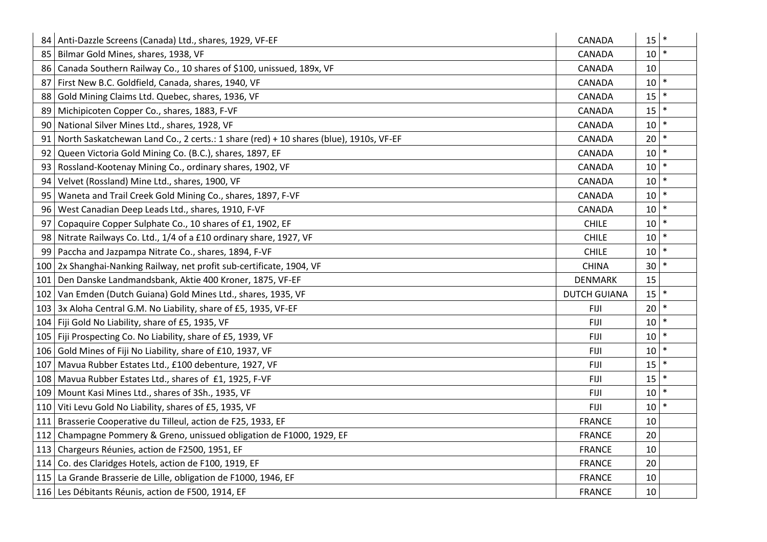| | | | | |
|---|---|---|---|---|
| 84 | Anti-Dazzle Screens (Canada) Ltd., shares, 1929, VF-EF | CANADA | 15 | * |
| 85 | Bilmar Gold Mines, shares, 1938, VF | CANADA | 10 | * |
| 86 | Canada Southern Railway Co., 10 shares of $100, unissued, 189x, VF | CANADA | 10 | |
| 87 | First New B.C. Goldfield, Canada, shares, 1940, VF | CANADA | 10 | * |
| 88 | Gold Mining Claims Ltd. Quebec, shares, 1936, VF | CANADA | 15 | * |
| 89 | Michipicoten Copper Co., shares, 1883, F-VF | CANADA | 15 | * |
| 90 | National Silver Mines Ltd., shares, 1928, VF | CANADA | 10 | * |
| 91 | North Saskatchewan Land Co., 2 certs.: 1 share (red) + 10 shares (blue), 1910s, VF-EF | CANADA | 20 | * |
| 92 | Queen Victoria Gold Mining Co. (B.C.), shares, 1897, EF | CANADA | 10 | * |
| 93 | Rossland-Kootenay Mining Co., ordinary shares, 1902, VF | CANADA | 10 | * |
| 94 | Velvet (Rossland) Mine Ltd., shares, 1900, VF | CANADA | 10 | * |
| 95 | Waneta and Trail Creek Gold Mining Co., shares, 1897, F-VF | CANADA | 10 | * |
| 96 | West Canadian Deep Leads Ltd., shares, 1910, F-VF | CANADA | 10 | * |
| 97 | Copaquire Copper Sulphate Co., 10 shares of £1, 1902, EF | CHILE | 10 | * |
| 98 | Nitrate Railways Co. Ltd., 1/4 of a £10 ordinary share, 1927, VF | CHILE | 10 | * |
| 99 | Paccha and Jazpampa Nitrate Co., shares, 1894, F-VF | CHILE | 10 | * |
| 100 | 2x Shanghai-Nanking Railway, net profit sub-certificate, 1904, VF | CHINA | 30 | * |
| 101 | Den Danske Landmandsbank, Aktie 400 Kroner, 1875, VF-EF | DENMARK | 15 | |
| 102 | Van Emden (Dutch Guiana) Gold Mines Ltd., shares, 1935, VF | DUTCH GUIANA | 15 | * |
| 103 | 3x Aloha Central G.M. No Liability, share of £5, 1935, VF-EF | FIJI | 20 | * |
| 104 | Fiji Gold No Liability, share of £5, 1935, VF | FIJI | 10 | * |
| 105 | Fiji Prospecting Co. No Liability, share of £5, 1939, VF | FIJI | 10 | * |
| 106 | Gold Mines of Fiji No Liability, share of £10, 1937, VF | FIJI | 10 | * |
| 107 | Mavua Rubber Estates Ltd., £100 debenture, 1927, VF | FIJI | 15 | * |
| 108 | Mavua Rubber Estates Ltd., shares of £1, 1925, F-VF | FIJI | 15 | * |
| 109 | Mount Kasi Mines Ltd., shares of 3Sh., 1935, VF | FIJI | 10 | * |
| 110 | Viti Levu Gold No Liability, shares of £5, 1935, VF | FIJI | 10 | * |
| 111 | Brasserie Cooperative du Tilleul, action de F25, 1933, EF | FRANCE | 10 | |
| 112 | Champagne Pommery & Greno, unissued obligation de F1000, 1929, EF | FRANCE | 20 | |
| 113 | Chargeurs Réunies, action de F2500, 1951, EF | FRANCE | 10 | |
| 114 | Co. des Claridges Hotels, action de F100, 1919, EF | FRANCE | 20 | |
| 115 | La Grande Brasserie de Lille, obligation de F1000, 1946, EF | FRANCE | 10 | |
| 116 | Les Débitants Réunis, action de F500, 1914, EF | FRANCE | 10 | |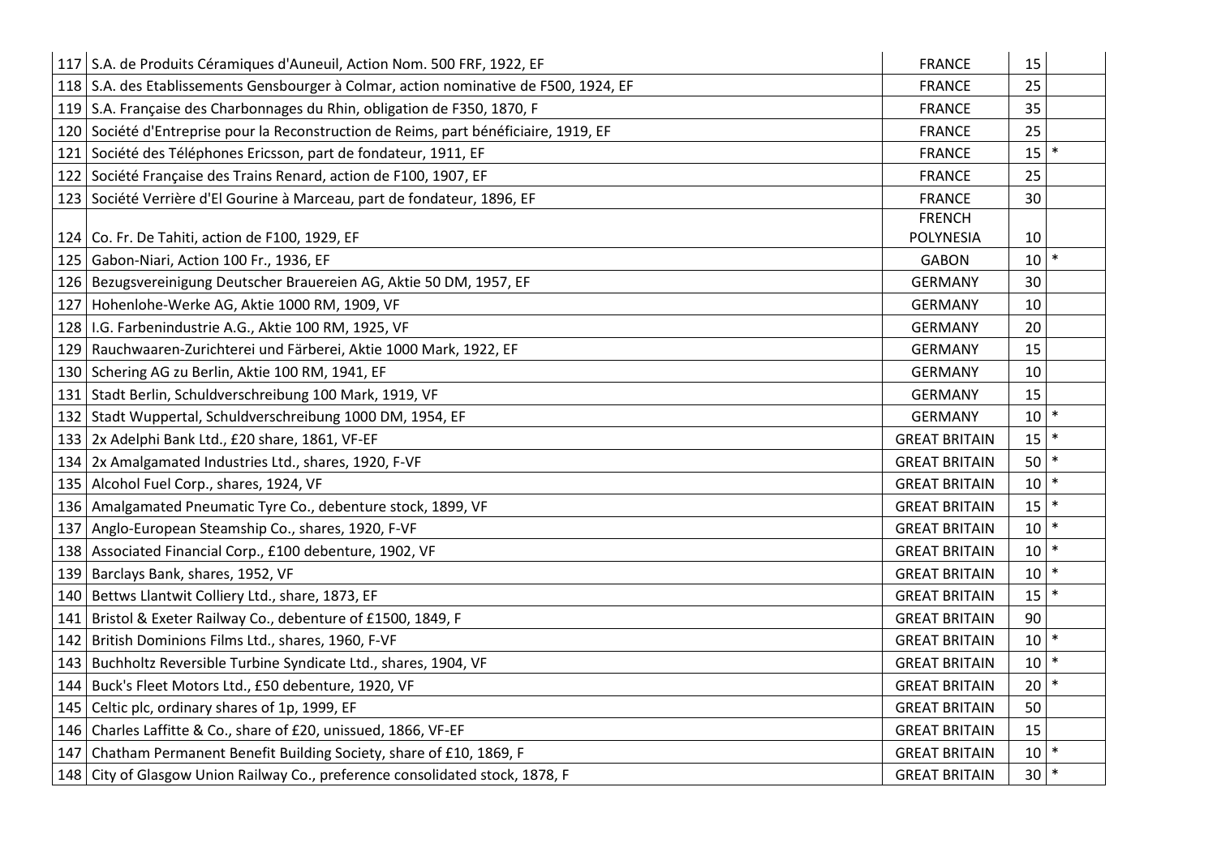| | | | | |
|---|---|---|---|---|
| 117 | S.A. de Produits Céramiques d'Auneuil, Action Nom. 500 FRF, 1922, EF | FRANCE | 15 | |
| 118 | S.A. des Etablissements Gensbourger à Colmar, action nominative de F500, 1924, EF | FRANCE | 25 | |
| 119 | S.A. Française des Charbonnages du Rhin, obligation de F350, 1870, F | FRANCE | 35 | |
| 120 | Société d'Entreprise pour la Reconstruction de Reims, part bénéficiaire, 1919, EF | FRANCE | 25 | |
| 121 | Société des Téléphones Ericsson, part de fondateur, 1911, EF | FRANCE | 15 | * |
| 122 | Société Française des Trains Renard, action de F100, 1907, EF | FRANCE | 25 | |
| 123 | Société Verrière d'El Gourine à Marceau, part de fondateur, 1896, EF | FRANCE | 30 | |
| 124 | Co. Fr. De Tahiti, action de F100, 1929, EF | FRENCH POLYNESIA | 10 | |
| 125 | Gabon-Niari, Action 100 Fr., 1936, EF | GABON | 10 | * |
| 126 | Bezugsvereinigung Deutscher Brauereien AG, Aktie 50 DM, 1957, EF | GERMANY | 30 | |
| 127 | Hohenlohe-Werke AG, Aktie 1000 RM, 1909, VF | GERMANY | 10 | |
| 128 | I.G. Farbenindustrie A.G., Aktie 100 RM, 1925, VF | GERMANY | 20 | |
| 129 | Rauchwaaren-Zurichterei und Färberei, Aktie 1000 Mark, 1922, EF | GERMANY | 15 | |
| 130 | Schering AG zu Berlin, Aktie 100 RM, 1941, EF | GERMANY | 10 | |
| 131 | Stadt Berlin, Schuldverschreibung 100 Mark, 1919, VF | GERMANY | 15 | |
| 132 | Stadt Wuppertal, Schuldverschreibung 1000 DM, 1954, EF | GERMANY | 10 | * |
| 133 | 2x Adelphi Bank Ltd., £20 share, 1861, VF-EF | GREAT BRITAIN | 15 | * |
| 134 | 2x Amalgamated Industries Ltd., shares, 1920, F-VF | GREAT BRITAIN | 50 | * |
| 135 | Alcohol Fuel Corp., shares, 1924, VF | GREAT BRITAIN | 10 | * |
| 136 | Amalgamated Pneumatic Tyre Co., debenture stock, 1899, VF | GREAT BRITAIN | 15 | * |
| 137 | Anglo-European Steamship Co., shares, 1920, F-VF | GREAT BRITAIN | 10 | * |
| 138 | Associated Financial Corp., £100 debenture, 1902, VF | GREAT BRITAIN | 10 | * |
| 139 | Barclays Bank, shares, 1952, VF | GREAT BRITAIN | 10 | * |
| 140 | Bettws Llantwit Colliery Ltd., share, 1873, EF | GREAT BRITAIN | 15 | * |
| 141 | Bristol & Exeter Railway Co., debenture of £1500, 1849, F | GREAT BRITAIN | 90 | |
| 142 | British Dominions Films Ltd., shares, 1960, F-VF | GREAT BRITAIN | 10 | * |
| 143 | Buchholtz Reversible Turbine Syndicate Ltd., shares, 1904, VF | GREAT BRITAIN | 10 | * |
| 144 | Buck's Fleet Motors Ltd., £50 debenture, 1920, VF | GREAT BRITAIN | 20 | * |
| 145 | Celtic plc, ordinary shares of 1p, 1999, EF | GREAT BRITAIN | 50 | |
| 146 | Charles Laffitte & Co., share of £20, unissued, 1866, VF-EF | GREAT BRITAIN | 15 | |
| 147 | Chatham Permanent Benefit Building Society, share of £10, 1869, F | GREAT BRITAIN | 10 | * |
| 148 | City of Glasgow Union Railway Co., preference consolidated stock, 1878, F | GREAT BRITAIN | 30 | * |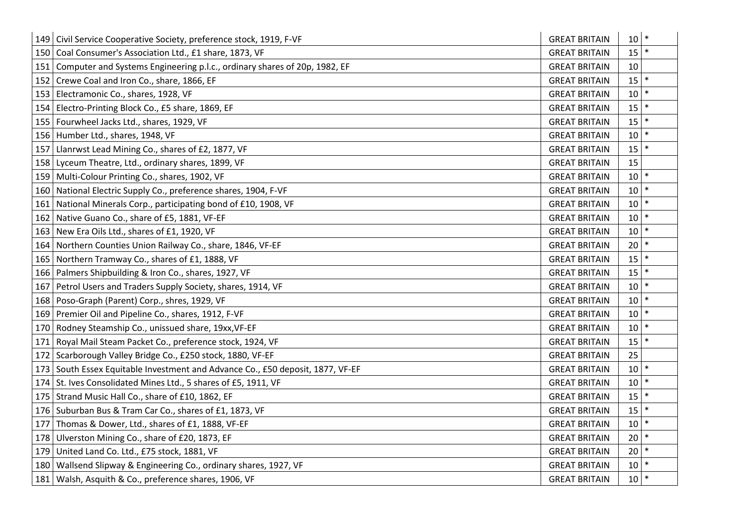| | | | | |
|---|---|---|---|---|
| 149 | Civil Service Cooperative Society, preference stock, 1919, F-VF | GREAT BRITAIN | 10 | * |
| 150 | Coal Consumer's Association Ltd., £1 share, 1873, VF | GREAT BRITAIN | 15 | * |
| 151 | Computer and Systems Engineering p.l.c., ordinary shares of 20p, 1982, EF | GREAT BRITAIN | 10 | |
| 152 | Crewe Coal and Iron Co., share, 1866, EF | GREAT BRITAIN | 15 | * |
| 153 | Electramonic Co., shares, 1928, VF | GREAT BRITAIN | 10 | * |
| 154 | Electro-Printing Block Co., £5 share, 1869, EF | GREAT BRITAIN | 15 | * |
| 155 | Fourwheel Jacks Ltd., shares, 1929, VF | GREAT BRITAIN | 15 | * |
| 156 | Humber Ltd., shares, 1948, VF | GREAT BRITAIN | 10 | * |
| 157 | Llanrwst Lead Mining Co., shares of £2, 1877, VF | GREAT BRITAIN | 15 | * |
| 158 | Lyceum Theatre, Ltd., ordinary shares, 1899, VF | GREAT BRITAIN | 15 | |
| 159 | Multi-Colour Printing Co., shares, 1902, VF | GREAT BRITAIN | 10 | * |
| 160 | National Electric Supply Co., preference shares, 1904, F-VF | GREAT BRITAIN | 10 | * |
| 161 | National Minerals Corp., participating bond of £10, 1908, VF | GREAT BRITAIN | 10 | * |
| 162 | Native Guano Co., share of £5, 1881, VF-EF | GREAT BRITAIN | 10 | * |
| 163 | New Era Oils Ltd., shares of £1, 1920, VF | GREAT BRITAIN | 10 | * |
| 164 | Northern Counties Union Railway Co., share, 1846, VF-EF | GREAT BRITAIN | 20 | * |
| 165 | Northern Tramway Co., shares of £1, 1888, VF | GREAT BRITAIN | 15 | * |
| 166 | Palmers Shipbuilding & Iron Co., shares, 1927, VF | GREAT BRITAIN | 15 | * |
| 167 | Petrol Users and Traders Supply Society, shares, 1914, VF | GREAT BRITAIN | 10 | * |
| 168 | Poso-Graph (Parent) Corp., shres, 1929, VF | GREAT BRITAIN | 10 | * |
| 169 | Premier Oil and Pipeline Co., shares, 1912, F-VF | GREAT BRITAIN | 10 | * |
| 170 | Rodney Steamship Co., unissued share, 19xx,VF-EF | GREAT BRITAIN | 10 | * |
| 171 | Royal Mail Steam Packet Co., preference stock, 1924, VF | GREAT BRITAIN | 15 | * |
| 172 | Scarborough Valley Bridge Co., £250 stock, 1880, VF-EF | GREAT BRITAIN | 25 | |
| 173 | South Essex Equitable Investment and Advance Co., £50 deposit, 1877, VF-EF | GREAT BRITAIN | 10 | * |
| 174 | St. Ives Consolidated Mines Ltd., 5 shares of £5, 1911, VF | GREAT BRITAIN | 10 | * |
| 175 | Strand Music Hall Co., share of £10, 1862, EF | GREAT BRITAIN | 15 | * |
| 176 | Suburban Bus & Tram Car Co., shares of £1, 1873, VF | GREAT BRITAIN | 15 | * |
| 177 | Thomas & Dower, Ltd., shares of £1, 1888, VF-EF | GREAT BRITAIN | 10 | * |
| 178 | Ulverston Mining Co., share of £20, 1873, EF | GREAT BRITAIN | 20 | * |
| 179 | United Land Co. Ltd., £75 stock, 1881, VF | GREAT BRITAIN | 20 | * |
| 180 | Wallsend Slipway & Engineering Co., ordinary shares, 1927, VF | GREAT BRITAIN | 10 | * |
| 181 | Walsh, Asquith & Co., preference shares, 1906, VF | GREAT BRITAIN | 10 | * |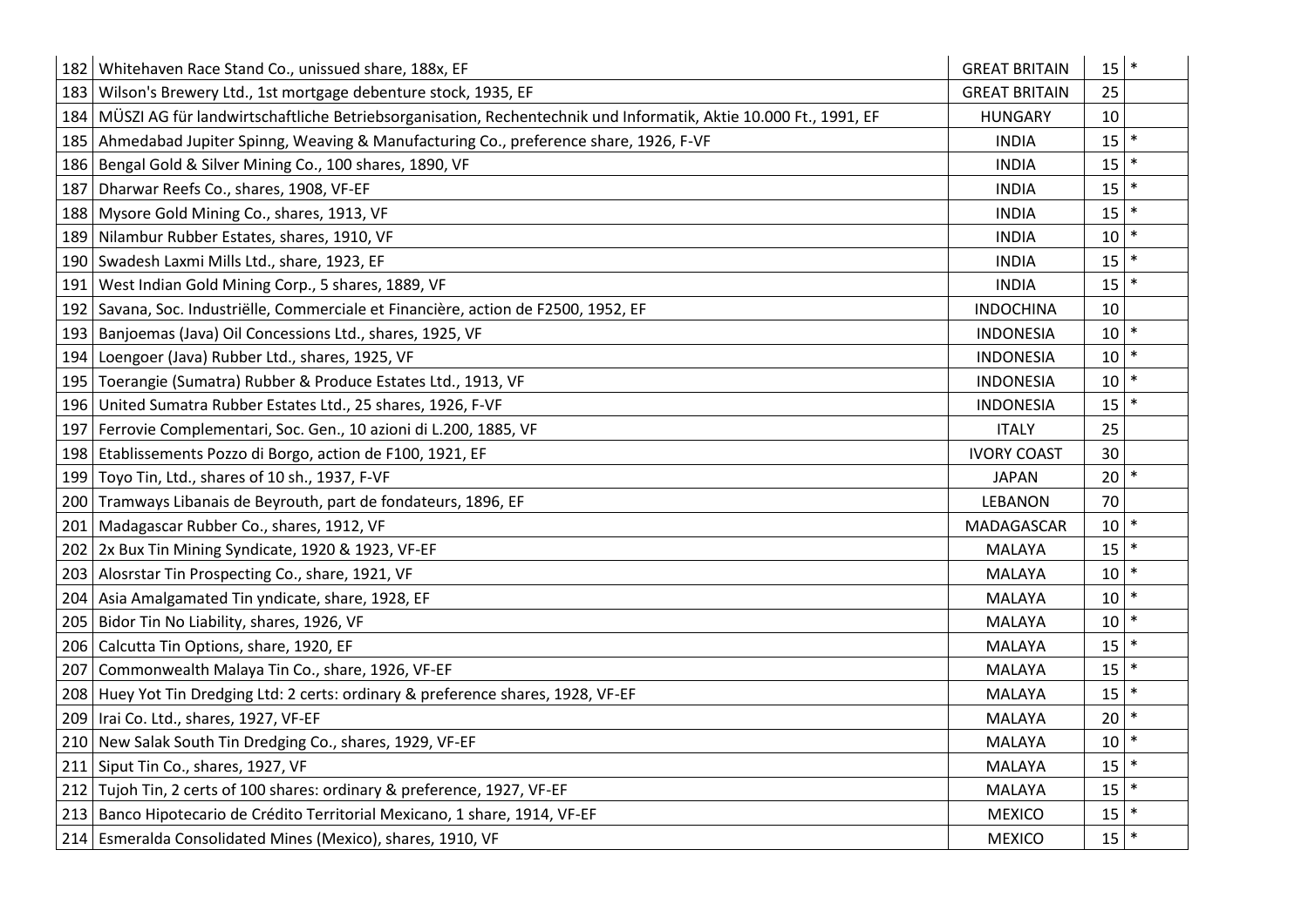| | | | | |
|---|---|---|---|---|
| 182 | Whitehaven Race Stand Co., unissued share, 188x, EF | GREAT BRITAIN | 15 | * |
| 183 | Wilson's Brewery Ltd., 1st mortgage debenture stock, 1935, EF | GREAT BRITAIN | 25 | |
| 184 | MÜSZI AG für landwirtschaftliche Betriebsorganisation, Rechentechnik und Informatik, Aktie 10.000 Ft., 1991, EF | HUNGARY | 10 | |
| 185 | Ahmedabad Jupiter Spinng, Weaving & Manufacturing Co., preference share, 1926, F-VF | INDIA | 15 | * |
| 186 | Bengal Gold & Silver Mining Co., 100 shares, 1890, VF | INDIA | 15 | * |
| 187 | Dharwar Reefs Co., shares, 1908, VF-EF | INDIA | 15 | * |
| 188 | Mysore Gold Mining Co., shares, 1913, VF | INDIA | 15 | * |
| 189 | Nilambur Rubber Estates, shares, 1910, VF | INDIA | 10 | * |
| 190 | Swadesh Laxmi Mills Ltd., share, 1923, EF | INDIA | 15 | * |
| 191 | West Indian Gold Mining Corp., 5 shares, 1889, VF | INDIA | 15 | * |
| 192 | Savana, Soc. Industriëlle, Commerciale et Financière, action de F2500, 1952, EF | INDOCHINA | 10 | |
| 193 | Banjoemas (Java) Oil Concessions Ltd., shares, 1925, VF | INDONESIA | 10 | * |
| 194 | Loengoer (Java) Rubber Ltd., shares, 1925, VF | INDONESIA | 10 | * |
| 195 | Toerangie (Sumatra) Rubber & Produce Estates Ltd., 1913, VF | INDONESIA | 10 | * |
| 196 | United Sumatra Rubber Estates Ltd., 25 shares, 1926, F-VF | INDONESIA | 15 | * |
| 197 | Ferrovie Complementari, Soc. Gen., 10 azioni di L.200, 1885, VF | ITALY | 25 | |
| 198 | Etablissements Pozzo di Borgo, action de F100, 1921, EF | IVORY COAST | 30 | |
| 199 | Toyo Tin, Ltd., shares of 10 sh., 1937, F-VF | JAPAN | 20 | * |
| 200 | Tramways Libanais de Beyrouth, part de fondateurs, 1896, EF | LEBANON | 70 | |
| 201 | Madagascar Rubber Co., shares, 1912, VF | MADAGASCAR | 10 | * |
| 202 | 2x Bux Tin Mining Syndicate, 1920 & 1923, VF-EF | MALAYA | 15 | * |
| 203 | Alosrstar Tin Prospecting Co., share, 1921, VF | MALAYA | 10 | * |
| 204 | Asia Amalgamated Tin yndicate, share, 1928, EF | MALAYA | 10 | * |
| 205 | Bidor Tin No Liability, shares, 1926, VF | MALAYA | 10 | * |
| 206 | Calcutta Tin Options, share, 1920, EF | MALAYA | 15 | * |
| 207 | Commonwealth Malaya Tin Co., share, 1926, VF-EF | MALAYA | 15 | * |
| 208 | Huey Yot Tin Dredging Ltd: 2 certs: ordinary & preference shares, 1928, VF-EF | MALAYA | 15 | * |
| 209 | Irai Co. Ltd., shares, 1927, VF-EF | MALAYA | 20 | * |
| 210 | New Salak South Tin Dredging Co., shares, 1929, VF-EF | MALAYA | 10 | * |
| 211 | Siput Tin Co., shares, 1927, VF | MALAYA | 15 | * |
| 212 | Tujoh Tin, 2 certs of 100 shares: ordinary & preference, 1927, VF-EF | MALAYA | 15 | * |
| 213 | Banco Hipotecario de Crédito Territorial Mexicano, 1 share, 1914, VF-EF | MEXICO | 15 | * |
| 214 | Esmeralda Consolidated Mines (Mexico), shares, 1910, VF | MEXICO | 15 | * |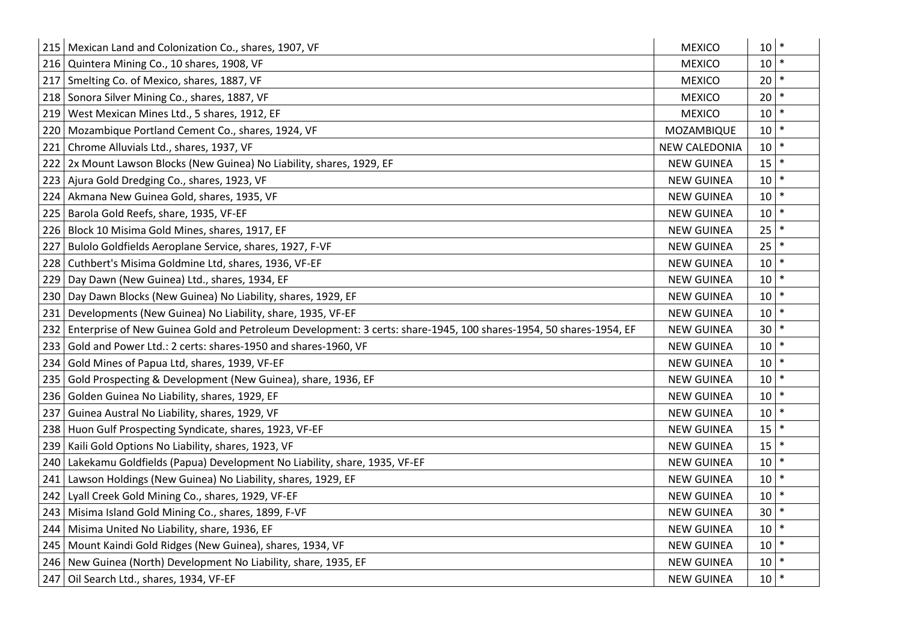| | | | | |
|---|---|---|---|---|
| 215 | Mexican Land and Colonization Co., shares, 1907, VF | MEXICO | 10 | * |
| 216 | Quintera Mining Co., 10 shares, 1908, VF | MEXICO | 10 | * |
| 217 | Smelting Co. of Mexico, shares, 1887, VF | MEXICO | 20 | * |
| 218 | Sonora Silver Mining Co., shares, 1887, VF | MEXICO | 20 | * |
| 219 | West Mexican Mines Ltd., 5 shares, 1912, EF | MEXICO | 10 | * |
| 220 | Mozambique Portland Cement Co., shares, 1924, VF | MOZAMBIQUE | 10 | * |
| 221 | Chrome Alluvials Ltd., shares, 1937, VF | NEW CALEDONIA | 10 | * |
| 222 | 2x Mount Lawson Blocks (New Guinea) No Liability, shares, 1929, EF | NEW GUINEA | 15 | * |
| 223 | Ajura Gold Dredging Co., shares, 1923, VF | NEW GUINEA | 10 | * |
| 224 | Akmana New Guinea Gold, shares, 1935, VF | NEW GUINEA | 10 | * |
| 225 | Barola Gold Reefs, share, 1935, VF-EF | NEW GUINEA | 10 | * |
| 226 | Block 10 Misima Gold Mines, shares, 1917, EF | NEW GUINEA | 25 | * |
| 227 | Bulolo Goldfields Aeroplane Service, shares, 1927, F-VF | NEW GUINEA | 25 | * |
| 228 | Cuthbert's Misima Goldmine Ltd, shares, 1936, VF-EF | NEW GUINEA | 10 | * |
| 229 | Day Dawn (New Guinea) Ltd., shares, 1934, EF | NEW GUINEA | 10 | * |
| 230 | Day Dawn Blocks (New Guinea) No Liability, shares, 1929, EF | NEW GUINEA | 10 | * |
| 231 | Developments (New Guinea) No Liability, share, 1935, VF-EF | NEW GUINEA | 10 | * |
| 232 | Enterprise of New Guinea Gold and Petroleum Development: 3 certs: share-1945, 100 shares-1954, 50 shares-1954, EF | NEW GUINEA | 30 | * |
| 233 | Gold and Power Ltd.: 2 certs: shares-1950 and shares-1960, VF | NEW GUINEA | 10 | * |
| 234 | Gold Mines of Papua Ltd, shares, 1939, VF-EF | NEW GUINEA | 10 | * |
| 235 | Gold Prospecting & Development (New Guinea), share, 1936, EF | NEW GUINEA | 10 | * |
| 236 | Golden Guinea No Liability, shares, 1929, EF | NEW GUINEA | 10 | * |
| 237 | Guinea Austral No Liability, shares, 1929, VF | NEW GUINEA | 10 | * |
| 238 | Huon Gulf Prospecting Syndicate, shares, 1923, VF-EF | NEW GUINEA | 15 | * |
| 239 | Kaili Gold Options No Liability, shares, 1923, VF | NEW GUINEA | 15 | * |
| 240 | Lakekamu Goldfields (Papua) Development No Liability, share, 1935, VF-EF | NEW GUINEA | 10 | * |
| 241 | Lawson Holdings (New Guinea) No Liability, shares, 1929, EF | NEW GUINEA | 10 | * |
| 242 | Lyall Creek Gold Mining Co., shares, 1929, VF-EF | NEW GUINEA | 10 | * |
| 243 | Misima Island Gold Mining Co., shares, 1899, F-VF | NEW GUINEA | 30 | * |
| 244 | Misima United No Liability, share, 1936, EF | NEW GUINEA | 10 | * |
| 245 | Mount Kaindi Gold Ridges (New Guinea), shares, 1934, VF | NEW GUINEA | 10 | * |
| 246 | New Guinea (North) Development No Liability, share, 1935, EF | NEW GUINEA | 10 | * |
| 247 | Oil Search Ltd., shares, 1934, VF-EF | NEW GUINEA | 10 | * |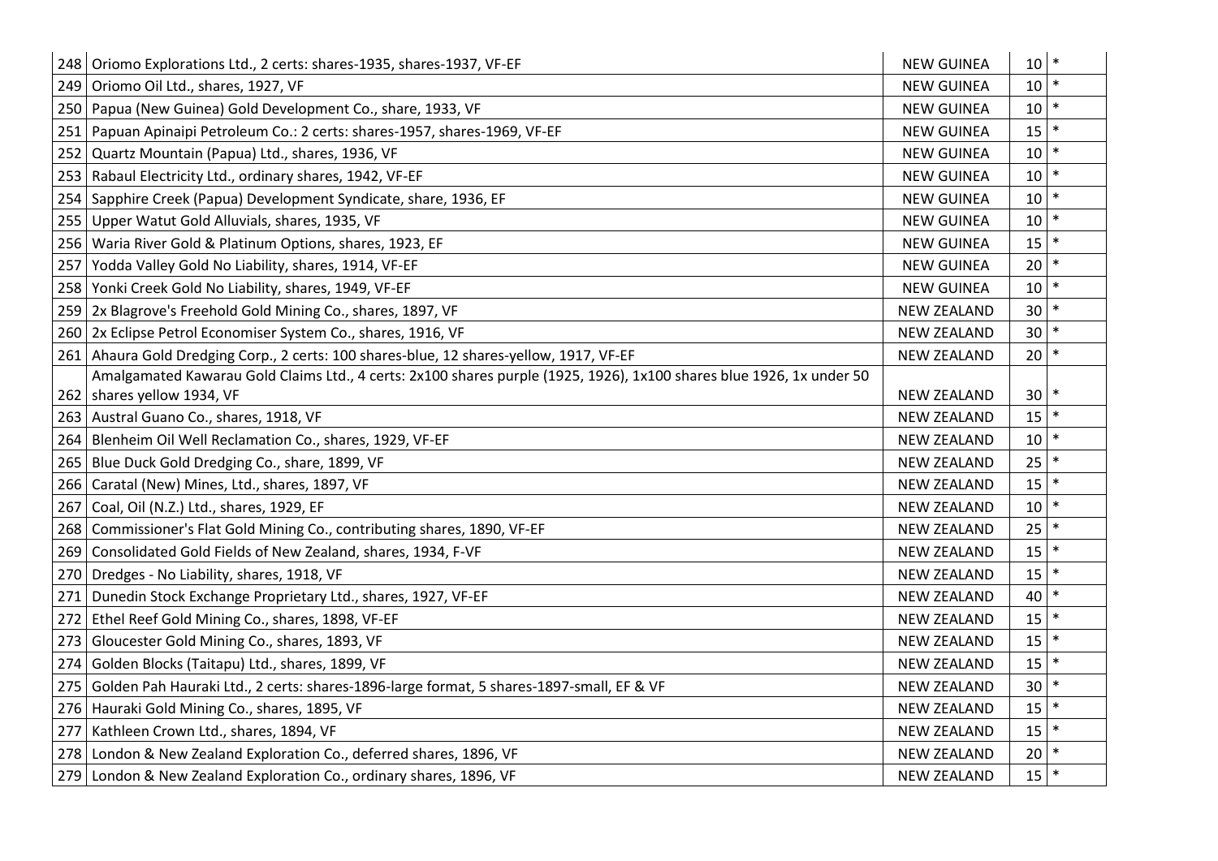| | | | | |
|---|---|---|---|---|
| 248 | Oriomo Explorations Ltd., 2 certs: shares-1935, shares-1937, VF-EF | NEW GUINEA | 10 | * |
| 249 | Oriomo Oil Ltd., shares, 1927, VF | NEW GUINEA | 10 | * |
| 250 | Papua (New Guinea) Gold Development Co., share, 1933, VF | NEW GUINEA | 10 | * |
| 251 | Papuan Apinaipi Petroleum Co.: 2 certs: shares-1957, shares-1969, VF-EF | NEW GUINEA | 15 | * |
| 252 | Quartz Mountain (Papua) Ltd., shares, 1936, VF | NEW GUINEA | 10 | * |
| 253 | Rabaul Electricity Ltd., ordinary shares, 1942, VF-EF | NEW GUINEA | 10 | * |
| 254 | Sapphire Creek (Papua) Development Syndicate, share, 1936, EF | NEW GUINEA | 10 | * |
| 255 | Upper Watut Gold Alluvials, shares, 1935, VF | NEW GUINEA | 10 | * |
| 256 | Waria River Gold & Platinum Options, shares, 1923, EF | NEW GUINEA | 15 | * |
| 257 | Yodda Valley Gold No Liability, shares, 1914, VF-EF | NEW GUINEA | 20 | * |
| 258 | Yonki Creek Gold No Liability, shares, 1949, VF-EF | NEW GUINEA | 10 | * |
| 259 | 2x Blagrove's Freehold Gold Mining Co., shares, 1897, VF | NEW ZEALAND | 30 | * |
| 260 | 2x Eclipse Petrol Economiser System Co., shares, 1916, VF | NEW ZEALAND | 30 | * |
| 261 | Ahaura Gold Dredging Corp., 2 certs: 100 shares-blue, 12 shares-yellow, 1917, VF-EF | NEW ZEALAND | 20 | * |
| 262 | Amalgamated Kawarau Gold Claims Ltd., 4 certs: 2x100 shares purple (1925, 1926), 1x100 shares blue 1926, 1x under 50 shares yellow 1934, VF | NEW ZEALAND | 30 | * |
| 263 | Austral Guano Co., shares, 1918, VF | NEW ZEALAND | 15 | * |
| 264 | Blenheim Oil Well Reclamation Co., shares, 1929, VF-EF | NEW ZEALAND | 10 | * |
| 265 | Blue Duck Gold Dredging Co., share, 1899, VF | NEW ZEALAND | 25 | * |
| 266 | Caratal (New) Mines, Ltd., shares, 1897, VF | NEW ZEALAND | 15 | * |
| 267 | Coal, Oil (N.Z.) Ltd., shares, 1929, EF | NEW ZEALAND | 10 | * |
| 268 | Commissioner's Flat Gold Mining Co., contributing shares, 1890, VF-EF | NEW ZEALAND | 25 | * |
| 269 | Consolidated Gold Fields of New Zealand, shares, 1934, F-VF | NEW ZEALAND | 15 | * |
| 270 | Dredges - No Liability, shares, 1918, VF | NEW ZEALAND | 15 | * |
| 271 | Dunedin Stock Exchange Proprietary Ltd., shares, 1927, VF-EF | NEW ZEALAND | 40 | * |
| 272 | Ethel Reef Gold Mining Co., shares, 1898, VF-EF | NEW ZEALAND | 15 | * |
| 273 | Gloucester Gold Mining Co., shares, 1893, VF | NEW ZEALAND | 15 | * |
| 274 | Golden Blocks (Taitapu) Ltd., shares, 1899, VF | NEW ZEALAND | 15 | * |
| 275 | Golden Pah Hauraki Ltd., 2 certs: shares-1896-large format, 5 shares-1897-small, EF & VF | NEW ZEALAND | 30 | * |
| 276 | Hauraki Gold Mining Co., shares, 1895, VF | NEW ZEALAND | 15 | * |
| 277 | Kathleen Crown Ltd., shares, 1894, VF | NEW ZEALAND | 15 | * |
| 278 | London & New Zealand Exploration Co., deferred shares, 1896, VF | NEW ZEALAND | 20 | * |
| 279 | London & New Zealand Exploration Co., ordinary shares, 1896, VF | NEW ZEALAND | 15 | * |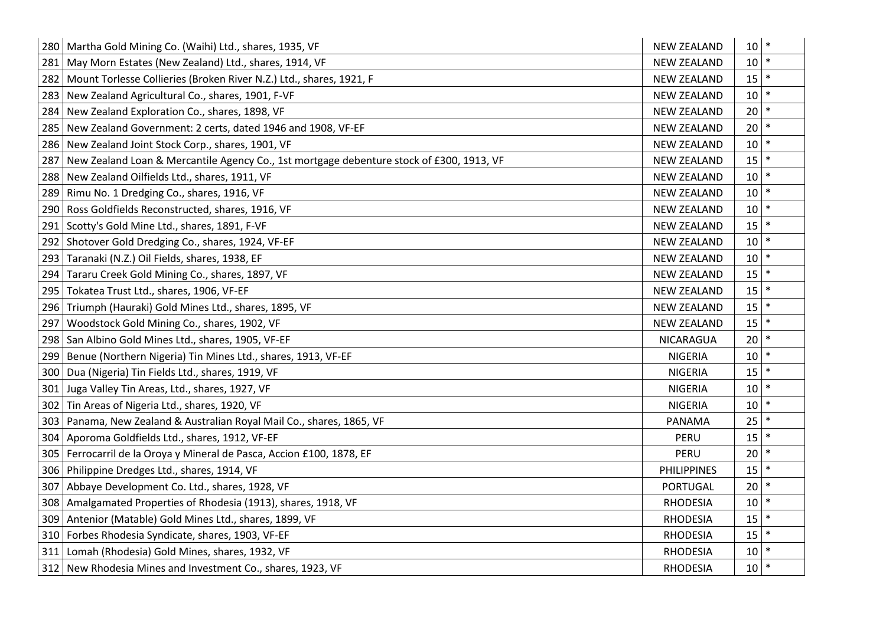| | | | | |
|---|---|---|---|---|
| 280 | Martha Gold Mining Co. (Waihi) Ltd., shares, 1935, VF | NEW ZEALAND | 10 | * |
| 281 | May Morn Estates (New Zealand) Ltd., shares, 1914, VF | NEW ZEALAND | 10 | * |
| 282 | Mount Torlesse Collieries (Broken River N.Z.) Ltd., shares, 1921, F | NEW ZEALAND | 15 | * |
| 283 | New Zealand Agricultural Co., shares, 1901, F-VF | NEW ZEALAND | 10 | * |
| 284 | New Zealand Exploration Co., shares, 1898, VF | NEW ZEALAND | 20 | * |
| 285 | New Zealand Government: 2 certs, dated 1946 and 1908, VF-EF | NEW ZEALAND | 20 | * |
| 286 | New Zealand Joint Stock Corp., shares, 1901, VF | NEW ZEALAND | 10 | * |
| 287 | New Zealand Loan & Mercantile Agency Co., 1st mortgage debenture stock of £300, 1913, VF | NEW ZEALAND | 15 | * |
| 288 | New Zealand Oilfields Ltd., shares, 1911, VF | NEW ZEALAND | 10 | * |
| 289 | Rimu No. 1 Dredging Co., shares, 1916, VF | NEW ZEALAND | 10 | * |
| 290 | Ross Goldfields Reconstructed, shares, 1916, VF | NEW ZEALAND | 10 | * |
| 291 | Scotty's Gold Mine Ltd., shares, 1891, F-VF | NEW ZEALAND | 15 | * |
| 292 | Shotover Gold Dredging Co., shares, 1924, VF-EF | NEW ZEALAND | 10 | * |
| 293 | Taranaki (N.Z.) Oil Fields, shares, 1938, EF | NEW ZEALAND | 10 | * |
| 294 | Tararu Creek Gold Mining Co., shares, 1897, VF | NEW ZEALAND | 15 | * |
| 295 | Tokatea Trust Ltd., shares, 1906, VF-EF | NEW ZEALAND | 15 | * |
| 296 | Triumph (Hauraki) Gold Mines Ltd., shares, 1895, VF | NEW ZEALAND | 15 | * |
| 297 | Woodstock Gold Mining Co., shares, 1902, VF | NEW ZEALAND | 15 | * |
| 298 | San Albino Gold Mines Ltd., shares, 1905, VF-EF | NICARAGUA | 20 | * |
| 299 | Benue (Northern Nigeria) Tin Mines Ltd., shares, 1913, VF-EF | NIGERIA | 10 | * |
| 300 | Dua (Nigeria) Tin Fields Ltd., shares, 1919, VF | NIGERIA | 15 | * |
| 301 | Juga Valley Tin Areas, Ltd., shares, 1927, VF | NIGERIA | 10 | * |
| 302 | Tin Areas of Nigeria Ltd., shares, 1920, VF | NIGERIA | 10 | * |
| 303 | Panama, New Zealand & Australian Royal Mail Co., shares, 1865, VF | PANAMA | 25 | * |
| 304 | Aporoma Goldfields Ltd., shares, 1912, VF-EF | PERU | 15 | * |
| 305 | Ferrocarril de la Oroya y Mineral de Pasca, Accion £100, 1878, EF | PERU | 20 | * |
| 306 | Philippine Dredges Ltd., shares, 1914, VF | PHILIPPINES | 15 | * |
| 307 | Abbaye Development Co. Ltd., shares, 1928, VF | PORTUGAL | 20 | * |
| 308 | Amalgamated Properties of Rhodesia (1913), shares, 1918, VF | RHODESIA | 10 | * |
| 309 | Antenior (Matable) Gold Mines Ltd., shares, 1899, VF | RHODESIA | 15 | * |
| 310 | Forbes Rhodesia Syndicate, shares, 1903, VF-EF | RHODESIA | 15 | * |
| 311 | Lomah (Rhodesia) Gold Mines, shares, 1932, VF | RHODESIA | 10 | * |
| 312 | New Rhodesia Mines and Investment Co., shares, 1923, VF | RHODESIA | 10 | * |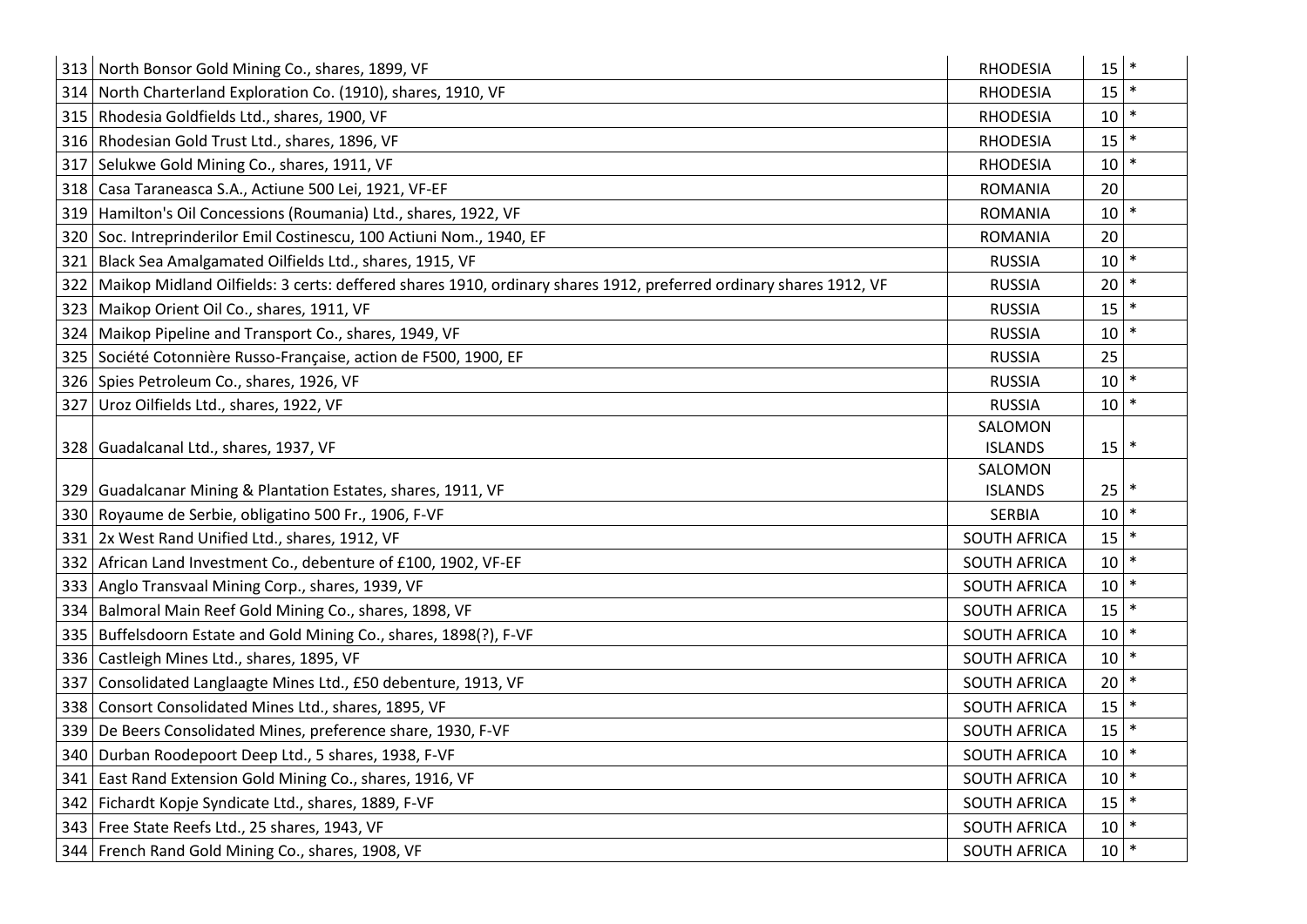| | | | | |
|---|---|---|---|---|
| 313 | North Bonsor Gold Mining Co., shares, 1899, VF | RHODESIA | 15 | * |
| 314 | North Charterland Exploration Co. (1910), shares, 1910, VF | RHODESIA | 15 | * |
| 315 | Rhodesia Goldfields Ltd., shares, 1900, VF | RHODESIA | 10 | * |
| 316 | Rhodesian Gold Trust Ltd., shares, 1896, VF | RHODESIA | 15 | * |
| 317 | Selukwe Gold Mining Co., shares, 1911, VF | RHODESIA | 10 | * |
| 318 | Casa Taraneasca S.A., Actiune 500 Lei, 1921, VF-EF | ROMANIA | 20 | |
| 319 | Hamilton's Oil Concessions (Roumania) Ltd., shares, 1922, VF | ROMANIA | 10 | * |
| 320 | Soc. Intreprinderilor Emil Costinescu, 100 Actiuni Nom., 1940, EF | ROMANIA | 20 | |
| 321 | Black Sea Amalgamated Oilfields Ltd., shares, 1915, VF | RUSSIA | 10 | * |
| 322 | Maikop Midland Oilfields: 3 certs: deffered shares 1910, ordinary shares 1912, preferred ordinary shares 1912, VF | RUSSIA | 20 | * |
| 323 | Maikop Orient Oil Co., shares, 1911, VF | RUSSIA | 15 | * |
| 324 | Maikop Pipeline and Transport Co., shares, 1949, VF | RUSSIA | 10 | * |
| 325 | Société Cotonnière Russo-Française, action de F500, 1900, EF | RUSSIA | 25 | |
| 326 | Spies Petroleum Co., shares, 1926, VF | RUSSIA | 10 | * |
| 327 | Uroz Oilfields Ltd., shares, 1922, VF | RUSSIA | 10 | * |
| 328 | Guadalcanal Ltd., shares, 1937, VF | SALOMON ISLANDS | 15 | * |
| 329 | Guadalcanar Mining & Plantation Estates, shares, 1911, VF | SALOMON ISLANDS | 25 | * |
| 330 | Royaume de Serbie, obligatino 500 Fr., 1906, F-VF | SERBIA | 10 | * |
| 331 | 2x West Rand Unified Ltd., shares, 1912, VF | SOUTH AFRICA | 15 | * |
| 332 | African Land Investment Co., debenture of £100, 1902, VF-EF | SOUTH AFRICA | 10 | * |
| 333 | Anglo Transvaal Mining Corp., shares, 1939, VF | SOUTH AFRICA | 10 | * |
| 334 | Balmoral Main Reef Gold Mining Co., shares, 1898, VF | SOUTH AFRICA | 15 | * |
| 335 | Buffelsdoorn Estate and Gold Mining Co., shares, 1898(?), F-VF | SOUTH AFRICA | 10 | * |
| 336 | Castleigh Mines Ltd., shares, 1895, VF | SOUTH AFRICA | 10 | * |
| 337 | Consolidated Langlaagte Mines Ltd., £50 debenture, 1913, VF | SOUTH AFRICA | 20 | * |
| 338 | Consort Consolidated Mines Ltd., shares, 1895, VF | SOUTH AFRICA | 15 | * |
| 339 | De Beers Consolidated Mines, preference share, 1930, F-VF | SOUTH AFRICA | 15 | * |
| 340 | Durban Roodepoort Deep Ltd., 5 shares, 1938, F-VF | SOUTH AFRICA | 10 | * |
| 341 | East Rand Extension Gold Mining Co., shares, 1916, VF | SOUTH AFRICA | 10 | * |
| 342 | Fichardt Kopje Syndicate Ltd., shares, 1889, F-VF | SOUTH AFRICA | 15 | * |
| 343 | Free State Reefs Ltd., 25 shares, 1943, VF | SOUTH AFRICA | 10 | * |
| 344 | French Rand Gold Mining Co., shares, 1908, VF | SOUTH AFRICA | 10 | * |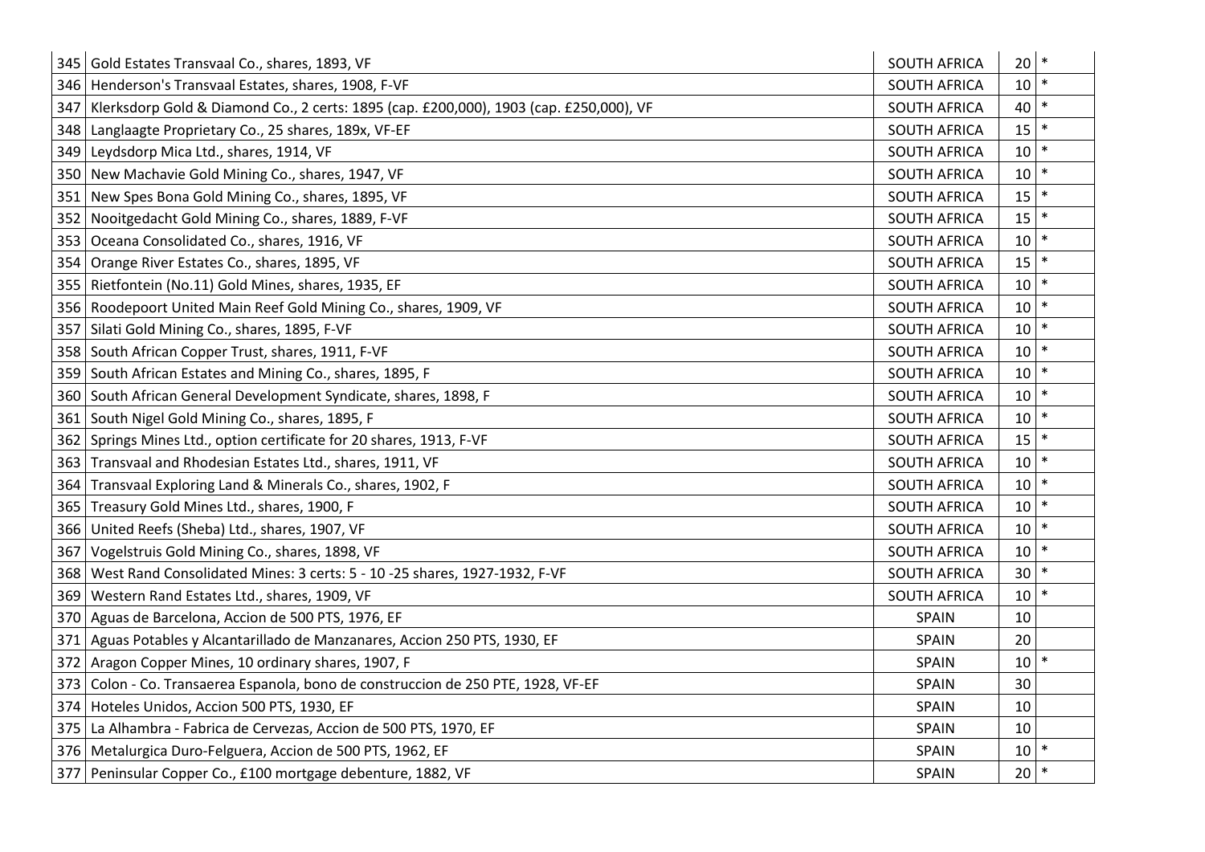| | | | | |
|---|---|---|---|---|
| 345 | Gold Estates Transvaal Co., shares, 1893, VF | SOUTH AFRICA | 20 | * |
| 346 | Henderson's Transvaal Estates, shares, 1908, F-VF | SOUTH AFRICA | 10 | * |
| 347 | Klerksdorp Gold & Diamond Co., 2 certs: 1895 (cap. £200,000), 1903 (cap. £250,000), VF | SOUTH AFRICA | 40 | * |
| 348 | Langlaagte Proprietary Co., 25 shares, 189x, VF-EF | SOUTH AFRICA | 15 | * |
| 349 | Leydsdorp Mica Ltd., shares, 1914, VF | SOUTH AFRICA | 10 | * |
| 350 | New Machavie Gold Mining Co., shares, 1947, VF | SOUTH AFRICA | 10 | * |
| 351 | New Spes Bona Gold Mining Co., shares, 1895, VF | SOUTH AFRICA | 15 | * |
| 352 | Nooitgedacht Gold Mining Co., shares, 1889, F-VF | SOUTH AFRICA | 15 | * |
| 353 | Oceana Consolidated Co., shares, 1916, VF | SOUTH AFRICA | 10 | * |
| 354 | Orange River Estates Co., shares, 1895, VF | SOUTH AFRICA | 15 | * |
| 355 | Rietfontein (No.11) Gold Mines, shares, 1935, EF | SOUTH AFRICA | 10 | * |
| 356 | Roodepoort United Main Reef Gold Mining Co., shares, 1909, VF | SOUTH AFRICA | 10 | * |
| 357 | Silati Gold Mining Co., shares, 1895, F-VF | SOUTH AFRICA | 10 | * |
| 358 | South African Copper Trust, shares, 1911, F-VF | SOUTH AFRICA | 10 | * |
| 359 | South African Estates and Mining Co., shares, 1895, F | SOUTH AFRICA | 10 | * |
| 360 | South African General Development Syndicate, shares, 1898, F | SOUTH AFRICA | 10 | * |
| 361 | South Nigel Gold Mining Co., shares, 1895, F | SOUTH AFRICA | 10 | * |
| 362 | Springs Mines Ltd., option certificate for 20 shares, 1913, F-VF | SOUTH AFRICA | 15 | * |
| 363 | Transvaal and Rhodesian Estates Ltd., shares, 1911, VF | SOUTH AFRICA | 10 | * |
| 364 | Transvaal Exploring Land & Minerals Co., shares, 1902, F | SOUTH AFRICA | 10 | * |
| 365 | Treasury Gold Mines Ltd., shares, 1900, F | SOUTH AFRICA | 10 | * |
| 366 | United Reefs (Sheba) Ltd., shares, 1907, VF | SOUTH AFRICA | 10 | * |
| 367 | Vogelstruis Gold Mining Co., shares, 1898, VF | SOUTH AFRICA | 10 | * |
| 368 | West Rand Consolidated Mines: 3 certs: 5 - 10 -25 shares, 1927-1932, F-VF | SOUTH AFRICA | 30 | * |
| 369 | Western Rand Estates Ltd., shares, 1909, VF | SOUTH AFRICA | 10 | * |
| 370 | Aguas de Barcelona, Accion de 500 PTS, 1976, EF | SPAIN | 10 | |
| 371 | Aguas Potables y Alcantarillado de Manzanares, Accion 250 PTS, 1930, EF | SPAIN | 20 | |
| 372 | Aragon Copper Mines, 10 ordinary shares, 1907, F | SPAIN | 10 | * |
| 373 | Colon - Co. Transaerea Espanola, bono de construccion de 250 PTE, 1928, VF-EF | SPAIN | 30 | |
| 374 | Hoteles Unidos, Accion 500 PTS, 1930, EF | SPAIN | 10 | |
| 375 | La Alhambra - Fabrica de Cervezas, Accion de 500 PTS, 1970, EF | SPAIN | 10 | |
| 376 | Metalurgica Duro-Felguera, Accion de 500 PTS, 1962, EF | SPAIN | 10 | * |
| 377 | Peninsular Copper Co., £100 mortgage debenture, 1882, VF | SPAIN | 20 | * |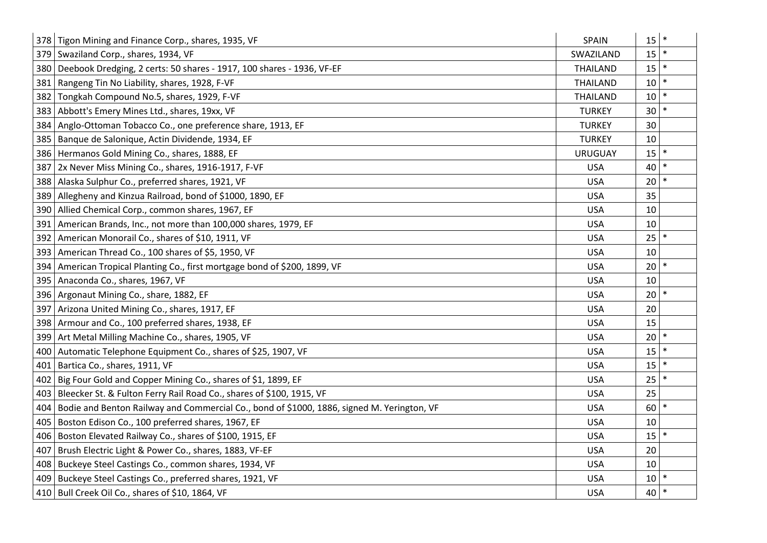| | | | | |
|---|---|---|---|---|
| 378 | Tigon Mining and Finance Corp., shares, 1935, VF | SPAIN | 15 | * |
| 379 | Swaziland Corp., shares, 1934, VF | SWAZILAND | 15 | * |
| 380 | Deebook Dredging, 2 certs: 50 shares - 1917, 100 shares - 1936, VF-EF | THAILAND | 15 | * |
| 381 | Rangeng Tin No Liability, shares, 1928, F-VF | THAILAND | 10 | * |
| 382 | Tongkah Compound No.5, shares, 1929, F-VF | THAILAND | 10 | * |
| 383 | Abbott's Emery Mines Ltd., shares, 19xx, VF | TURKEY | 30 | * |
| 384 | Anglo-Ottoman Tobacco Co., one preference share, 1913, EF | TURKEY | 30 | |
| 385 | Banque de Salonique, Actin Dividende, 1934, EF | TURKEY | 10 | |
| 386 | Hermanos Gold Mining Co., shares, 1888, EF | URUGUAY | 15 | * |
| 387 | 2x Never Miss Mining Co., shares, 1916-1917, F-VF | USA | 40 | * |
| 388 | Alaska Sulphur Co., preferred shares, 1921, VF | USA | 20 | * |
| 389 | Allegheny and Kinzua Railroad, bond of $1000, 1890, EF | USA | 35 | |
| 390 | Allied Chemical Corp., common shares, 1967, EF | USA | 10 | |
| 391 | American Brands, Inc., not more than 100,000 shares, 1979, EF | USA | 10 | |
| 392 | American Monorail Co., shares of $10, 1911, VF | USA | 25 | * |
| 393 | American Thread Co., 100 shares of $5, 1950, VF | USA | 10 | |
| 394 | American Tropical Planting Co., first mortgage bond of $200, 1899, VF | USA | 20 | * |
| 395 | Anaconda Co., shares, 1967, VF | USA | 10 | |
| 396 | Argonaut Mining Co., share, 1882, EF | USA | 20 | * |
| 397 | Arizona United Mining Co., shares, 1917, EF | USA | 20 | |
| 398 | Armour and Co., 100 preferred shares, 1938, EF | USA | 15 | |
| 399 | Art Metal Milling Machine Co., shares, 1905, VF | USA | 20 | * |
| 400 | Automatic Telephone Equipment Co., shares of $25, 1907, VF | USA | 15 | * |
| 401 | Bartica Co., shares, 1911, VF | USA | 15 | * |
| 402 | Big Four Gold and Copper Mining Co., shares of $1, 1899, EF | USA | 25 | * |
| 403 | Bleecker St. & Fulton Ferry Rail Road Co., shares of $100, 1915, VF | USA | 25 | |
| 404 | Bodie and Benton Railway and Commercial Co., bond of $1000, 1886, signed M. Yerington, VF | USA | 60 | * |
| 405 | Boston Edison Co., 100 preferred shares, 1967, EF | USA | 10 | |
| 406 | Boston Elevated Railway Co., shares of $100, 1915, EF | USA | 15 | * |
| 407 | Brush Electric Light & Power Co., shares, 1883, VF-EF | USA | 20 | |
| 408 | Buckeye Steel Castings Co., common shares, 1934, VF | USA | 10 | |
| 409 | Buckeye Steel Castings Co., preferred shares, 1921, VF | USA | 10 | * |
| 410 | Bull Creek Oil Co., shares of $10, 1864, VF | USA | 40 | * |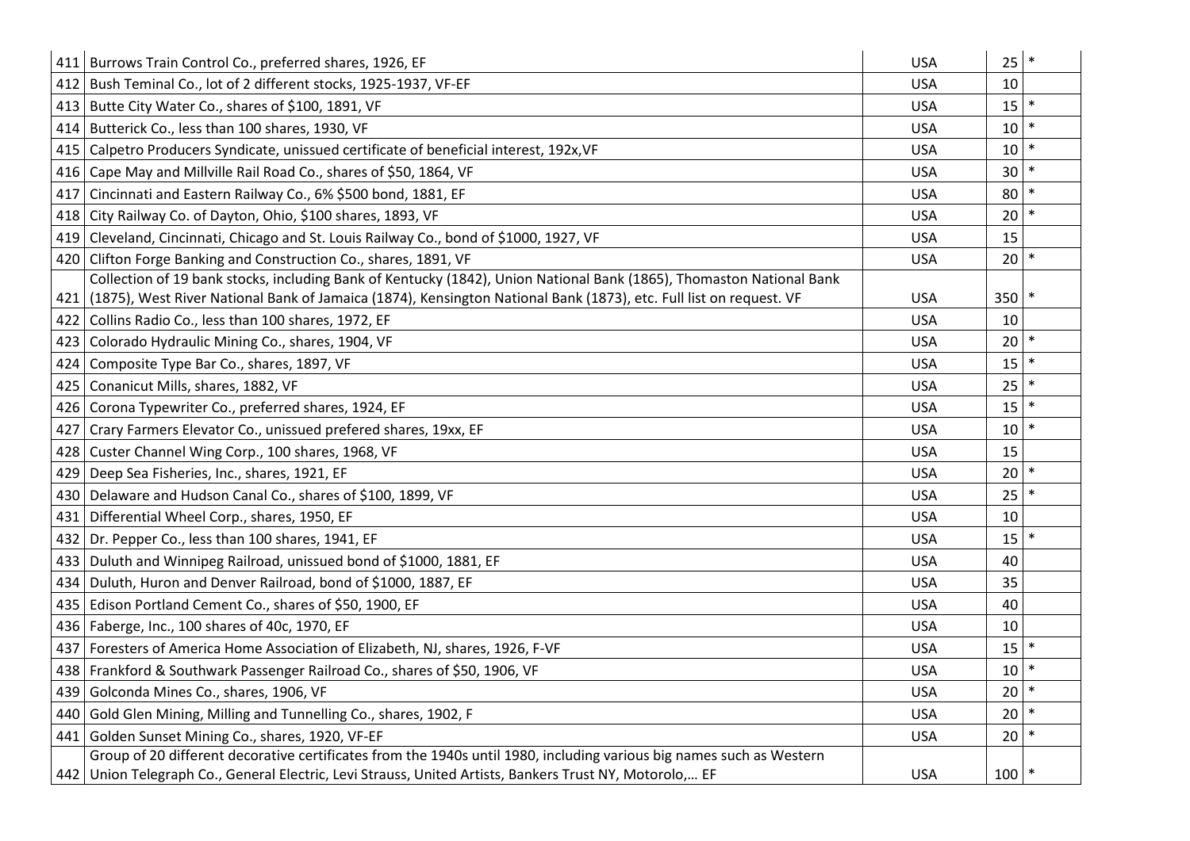| | | | | |
|---|---|---|---|---|
| 411 | Burrows Train Control Co., preferred shares, 1926, EF | USA | 25 | * |
| 412 | Bush Teminal Co., lot of 2 different stocks, 1925-1937, VF-EF | USA | 10 | |
| 413 | Butte City Water Co., shares of $100, 1891, VF | USA | 15 | * |
| 414 | Butterick Co., less than 100 shares, 1930, VF | USA | 10 | * |
| 415 | Calpetro Producers Syndicate, unissued certificate of beneficial interest, 192x,VF | USA | 10 | * |
| 416 | Cape May and Millville Rail Road Co., shares of $50, 1864, VF | USA | 30 | * |
| 417 | Cincinnati and Eastern Railway Co., 6% $500 bond, 1881, EF | USA | 80 | * |
| 418 | City Railway Co. of Dayton, Ohio, $100 shares, 1893, VF | USA | 20 | * |
| 419 | Cleveland, Cincinnati, Chicago and St. Louis Railway Co., bond of $1000, 1927, VF | USA | 15 | |
| 420 | Clifton Forge Banking and Construction Co., shares, 1891, VF | USA | 20 | * |
| 421 | Collection of 19 bank stocks, including Bank of Kentucky (1842), Union National Bank (1865), Thomaston National Bank (1875), West River National Bank of Jamaica (1874), Kensington National Bank (1873), etc. Full list on request. VF | USA | 350 | * |
| 422 | Collins Radio Co., less than 100 shares, 1972, EF | USA | 10 | |
| 423 | Colorado Hydraulic Mining Co., shares, 1904, VF | USA | 20 | * |
| 424 | Composite Type Bar Co., shares, 1897, VF | USA | 15 | * |
| 425 | Conanicut Mills, shares, 1882, VF | USA | 25 | * |
| 426 | Corona Typewriter Co., preferred shares, 1924, EF | USA | 15 | * |
| 427 | Crary Farmers Elevator Co., unissued prefered shares, 19xx, EF | USA | 10 | * |
| 428 | Custer Channel Wing Corp., 100 shares, 1968, VF | USA | 15 | |
| 429 | Deep Sea Fisheries, Inc., shares, 1921, EF | USA | 20 | * |
| 430 | Delaware and Hudson Canal Co., shares of $100, 1899, VF | USA | 25 | * |
| 431 | Differential Wheel Corp., shares, 1950, EF | USA | 10 | |
| 432 | Dr. Pepper Co., less than 100 shares, 1941, EF | USA | 15 | * |
| 433 | Duluth and Winnipeg Railroad, unissued bond of $1000, 1881, EF | USA | 40 | |
| 434 | Duluth, Huron and Denver Railroad, bond of $1000, 1887, EF | USA | 35 | |
| 435 | Edison Portland Cement Co., shares of $50, 1900, EF | USA | 40 | |
| 436 | Faberge, Inc., 100 shares of 40c, 1970, EF | USA | 10 | |
| 437 | Foresters of America Home Association of Elizabeth, NJ, shares, 1926, F-VF | USA | 15 | * |
| 438 | Frankford & Southwark Passenger Railroad Co., shares of $50, 1906, VF | USA | 10 | * |
| 439 | Golconda Mines Co., shares, 1906, VF | USA | 20 | * |
| 440 | Gold Glen Mining, Milling and Tunnelling Co., shares, 1902, F | USA | 20 | * |
| 441 | Golden Sunset Mining Co., shares, 1920, VF-EF | USA | 20 | * |
| 442 | Group of 20 different decorative certificates from the 1940s until 1980, including various big names such as Western Union Telegraph Co., General Electric, Levi Strauss, United Artists, Bankers Trust NY, Motorolo,… EF | USA | 100 | * |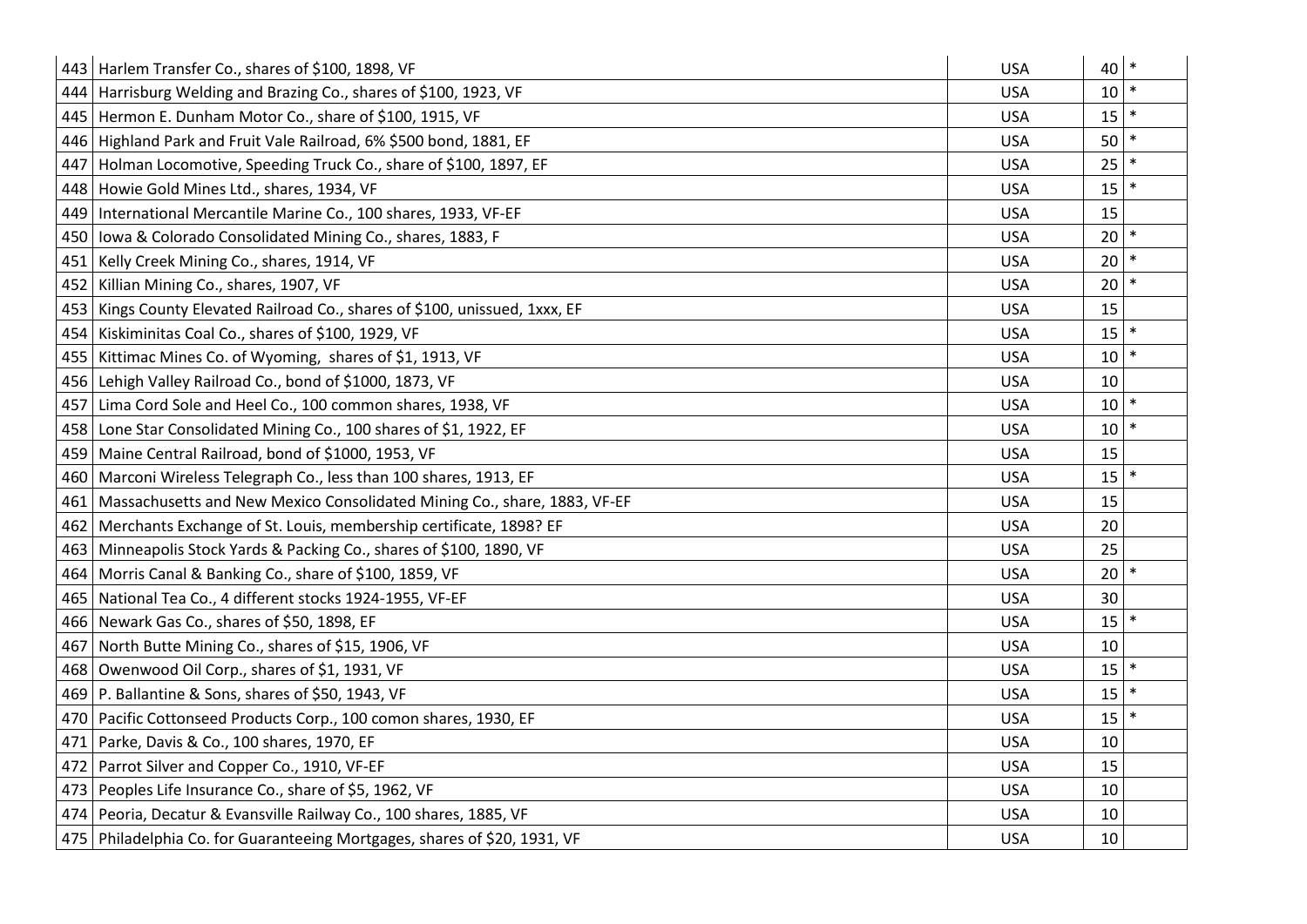| | | | | |
|---|---|---|---|---|
| 443 | Harlem Transfer Co., shares of $100, 1898, VF | USA | 40 | * |
| 444 | Harrisburg Welding and Brazing Co., shares of $100, 1923, VF | USA | 10 | * |
| 445 | Hermon E. Dunham Motor Co., share of $100, 1915, VF | USA | 15 | * |
| 446 | Highland Park and Fruit Vale Railroad, 6% $500 bond, 1881, EF | USA | 50 | * |
| 447 | Holman Locomotive, Speeding Truck Co., share of $100, 1897, EF | USA | 25 | * |
| 448 | Howie Gold Mines Ltd., shares, 1934, VF | USA | 15 | * |
| 449 | International Mercantile Marine Co., 100 shares, 1933, VF-EF | USA | 15 | |
| 450 | Iowa & Colorado Consolidated Mining Co., shares, 1883, F | USA | 20 | * |
| 451 | Kelly Creek Mining Co., shares, 1914, VF | USA | 20 | * |
| 452 | Killian Mining Co., shares, 1907, VF | USA | 20 | * |
| 453 | Kings County Elevated Railroad Co., shares of $100, unissued, 1xxx, EF | USA | 15 | |
| 454 | Kiskiminitas Coal Co., shares of $100, 1929, VF | USA | 15 | * |
| 455 | Kittimac Mines Co. of Wyoming, shares of $1, 1913, VF | USA | 10 | * |
| 456 | Lehigh Valley Railroad Co., bond of $1000, 1873, VF | USA | 10 | |
| 457 | Lima Cord Sole and Heel Co., 100 common shares, 1938, VF | USA | 10 | * |
| 458 | Lone Star Consolidated Mining Co., 100 shares of $1, 1922, EF | USA | 10 | * |
| 459 | Maine Central Railroad, bond of $1000, 1953, VF | USA | 15 | |
| 460 | Marconi Wireless Telegraph Co., less than 100 shares, 1913, EF | USA | 15 | * |
| 461 | Massachusetts and New Mexico Consolidated Mining Co., share, 1883, VF-EF | USA | 15 | |
| 462 | Merchants Exchange of St. Louis, membership certificate, 1898? EF | USA | 20 | |
| 463 | Minneapolis Stock Yards & Packing Co., shares of $100, 1890, VF | USA | 25 | |
| 464 | Morris Canal & Banking Co., share of $100, 1859, VF | USA | 20 | * |
| 465 | National Tea Co., 4 different stocks 1924-1955, VF-EF | USA | 30 | |
| 466 | Newark Gas Co., shares of $50, 1898, EF | USA | 15 | * |
| 467 | North Butte Mining Co., shares of $15, 1906, VF | USA | 10 | |
| 468 | Owenwood Oil Corp., shares of $1, 1931, VF | USA | 15 | * |
| 469 | P. Ballantine & Sons, shares of $50, 1943, VF | USA | 15 | * |
| 470 | Pacific Cottonseed Products Corp., 100 comon shares, 1930, EF | USA | 15 | * |
| 471 | Parke, Davis & Co., 100 shares, 1970, EF | USA | 10 | |
| 472 | Parrot Silver and Copper Co., 1910, VF-EF | USA | 15 | |
| 473 | Peoples Life Insurance Co., share of $5, 1962, VF | USA | 10 | |
| 474 | Peoria, Decatur & Evansville Railway Co., 100 shares, 1885, VF | USA | 10 | |
| 475 | Philadelphia Co. for Guaranteeing Mortgages, shares of $20, 1931, VF | USA | 10 | |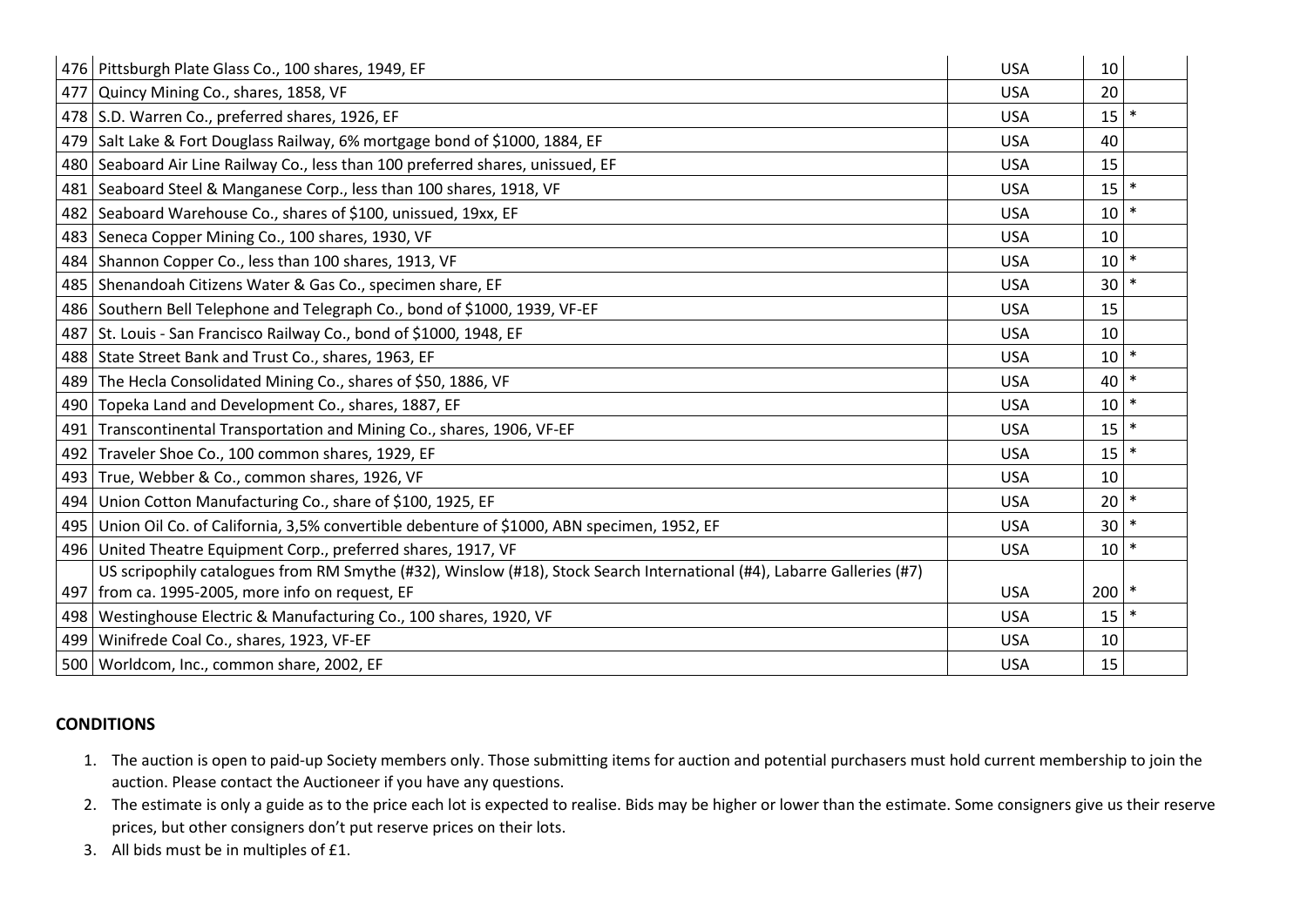| | | | | |
|---|---|---|---|---|
| 476 | Pittsburgh Plate Glass Co., 100 shares, 1949, EF | USA | 10 | |
| 477 | Quincy Mining Co., shares, 1858, VF | USA | 20 | |
| 478 | S.D. Warren Co., preferred shares, 1926, EF | USA | 15 | * |
| 479 | Salt Lake & Fort Douglass Railway, 6% mortgage bond of $1000, 1884, EF | USA | 40 | |
| 480 | Seaboard Air Line Railway Co., less than 100 preferred shares, unissued, EF | USA | 15 | |
| 481 | Seaboard Steel & Manganese Corp., less than 100 shares, 1918, VF | USA | 15 | * |
| 482 | Seaboard Warehouse Co., shares of $100, unissued, 19xx, EF | USA | 10 | * |
| 483 | Seneca Copper Mining Co., 100 shares, 1930, VF | USA | 10 | |
| 484 | Shannon Copper Co., less than 100 shares, 1913, VF | USA | 10 | * |
| 485 | Shenandoah Citizens Water & Gas Co., specimen share, EF | USA | 30 | * |
| 486 | Southern Bell Telephone and Telegraph Co., bond of $1000, 1939, VF-EF | USA | 15 | |
| 487 | St. Louis - San Francisco Railway Co., bond of $1000, 1948, EF | USA | 10 | |
| 488 | State Street Bank and Trust Co., shares, 1963, EF | USA | 10 | * |
| 489 | The Hecla Consolidated Mining Co., shares of $50, 1886, VF | USA | 40 | * |
| 490 | Topeka Land and Development Co., shares, 1887, EF | USA | 10 | * |
| 491 | Transcontinental Transportation and Mining Co., shares, 1906, VF-EF | USA | 15 | * |
| 492 | Traveler Shoe Co., 100 common shares, 1929, EF | USA | 15 | * |
| 493 | True, Webber & Co., common shares, 1926, VF | USA | 10 | |
| 494 | Union Cotton Manufacturing Co., share of $100, 1925, EF | USA | 20 | * |
| 495 | Union Oil Co. of California, 3,5% convertible debenture of $1000, ABN specimen, 1952, EF | USA | 30 | * |
| 496 | United Theatre Equipment Corp., preferred shares, 1917, VF | USA | 10 | * |
| 497 | US scripophily catalogues from RM Smythe (#32), Winslow (#18), Stock Search International (#4), Labarre Galleries (#7) from ca. 1995-2005, more info on request, EF | USA | 200 | * |
| 498 | Westinghouse Electric & Manufacturing Co., 100 shares, 1920, VF | USA | 15 | * |
| 499 | Winifrede Coal Co., shares, 1923, VF-EF | USA | 10 | |
| 500 | Worldcom, Inc., common share, 2002, EF | USA | 15 | |

**CONDITIONS**

1. The auction is open to paid-up Society members only. Those submitting items for auction and potential purchasers must hold current membership to join the auction. Please contact the Auctioneer if you have any questions.
2. The estimate is only a guide as to the price each lot is expected to realise. Bids may be higher or lower than the estimate. Some consigners give us their reserve prices, but other consigners don't put reserve prices on their lots.
3. All bids must be in multiples of £1.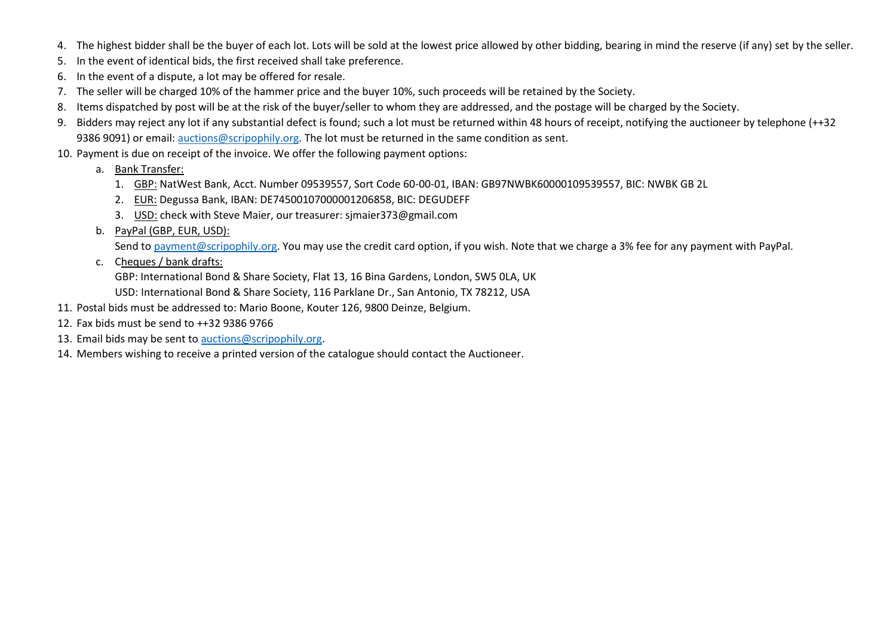4. The highest bidder shall be the buyer of each lot. Lots will be sold at the lowest price allowed by other bidding, bearing in mind the reserve (if any) set by the seller.
5. In the event of identical bids, the first received shall take preference.
6. In the event of a dispute, a lot may be offered for resale.
7. The seller will be charged 10% of the hammer price and the buyer 10%, such proceeds will be retained by the Society.
8. Items dispatched by post will be at the risk of the buyer/seller to whom they are addressed, and the postage will be charged by the Society.
9. Bidders may reject any lot if any substantial defect is found; such a lot must be returned within 48 hours of receipt, notifying the auctioneer by telephone (++32 9386 9091) or email: auctions@scripophily.org. The lot must be returned in the same condition as sent.
10. Payment is due on receipt of the invoice. We offer the following payment options:
    a. Bank Transfer:
        1. GBP: NatWest Bank, Acct. Number 09539557, Sort Code 60-00-01, IBAN: GB97NWBK60000109539557, BIC: NWBK GB 2L
        2. EUR: Degussa Bank, IBAN: DE74500107000001206858, BIC: DEGUDEFF
        3. USD: check with Steve Maier, our treasurer: sjmaier373@gmail.com
    b. PayPal (GBP, EUR, USD):
       Send to payment@scripophily.org. You may use the credit card option, if you wish. Note that we charge a 3% fee for any payment with PayPal.
    c. Cheques / bank drafts:
       GBP: International Bond & Share Society, Flat 13, 16 Bina Gardens, London, SW5 0LA, UK
       USD: International Bond & Share Society, 116 Parklane Dr., San Antonio, TX 78212, USA
11. Postal bids must be addressed to: Mario Boone, Kouter 126, 9800 Deinze, Belgium.
12. Fax bids must be send to ++32 9386 9766
13. Email bids may be sent to auctions@scripophily.org.
14. Members wishing to receive a printed version of the catalogue should contact the Auctioneer.